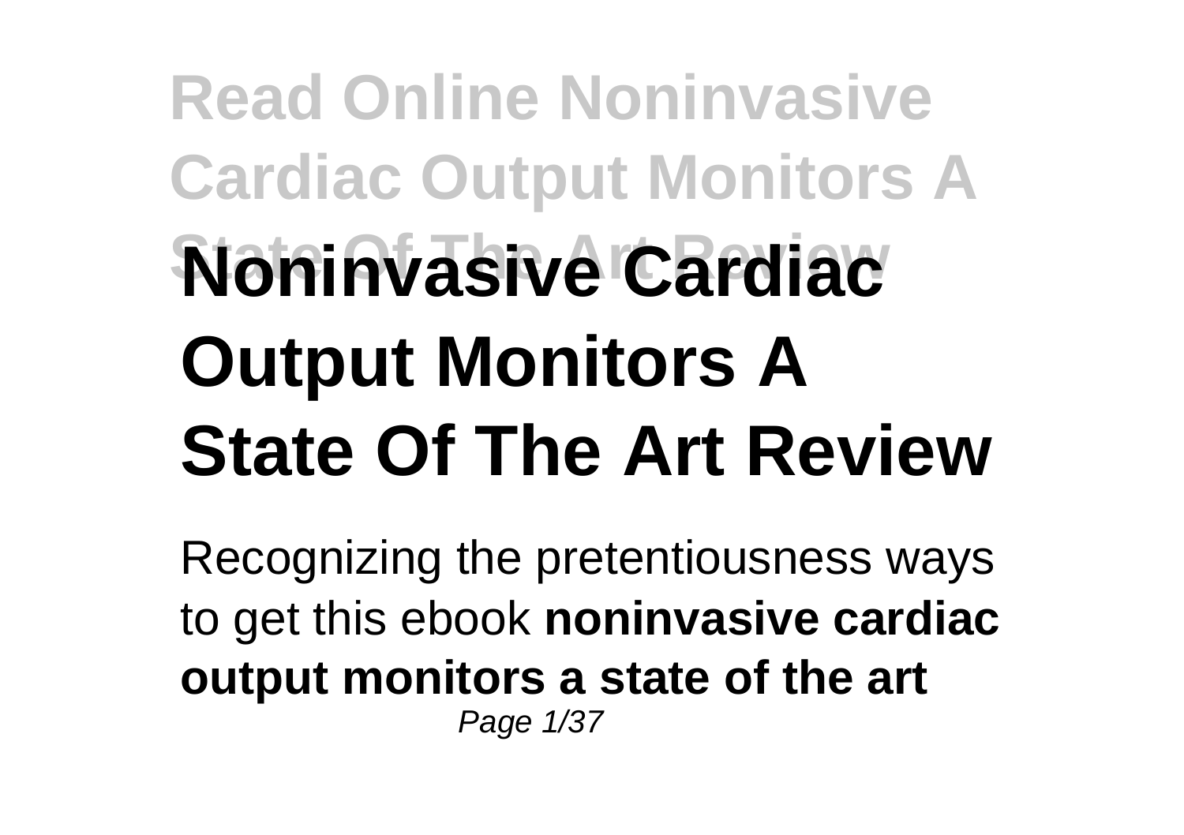# Noninvasive Cardiac Output Monitors A State Of The Art Review

Recognizing the pretentiousness ways to get this ebook **noninvasive cardiac output monitors a state of the art**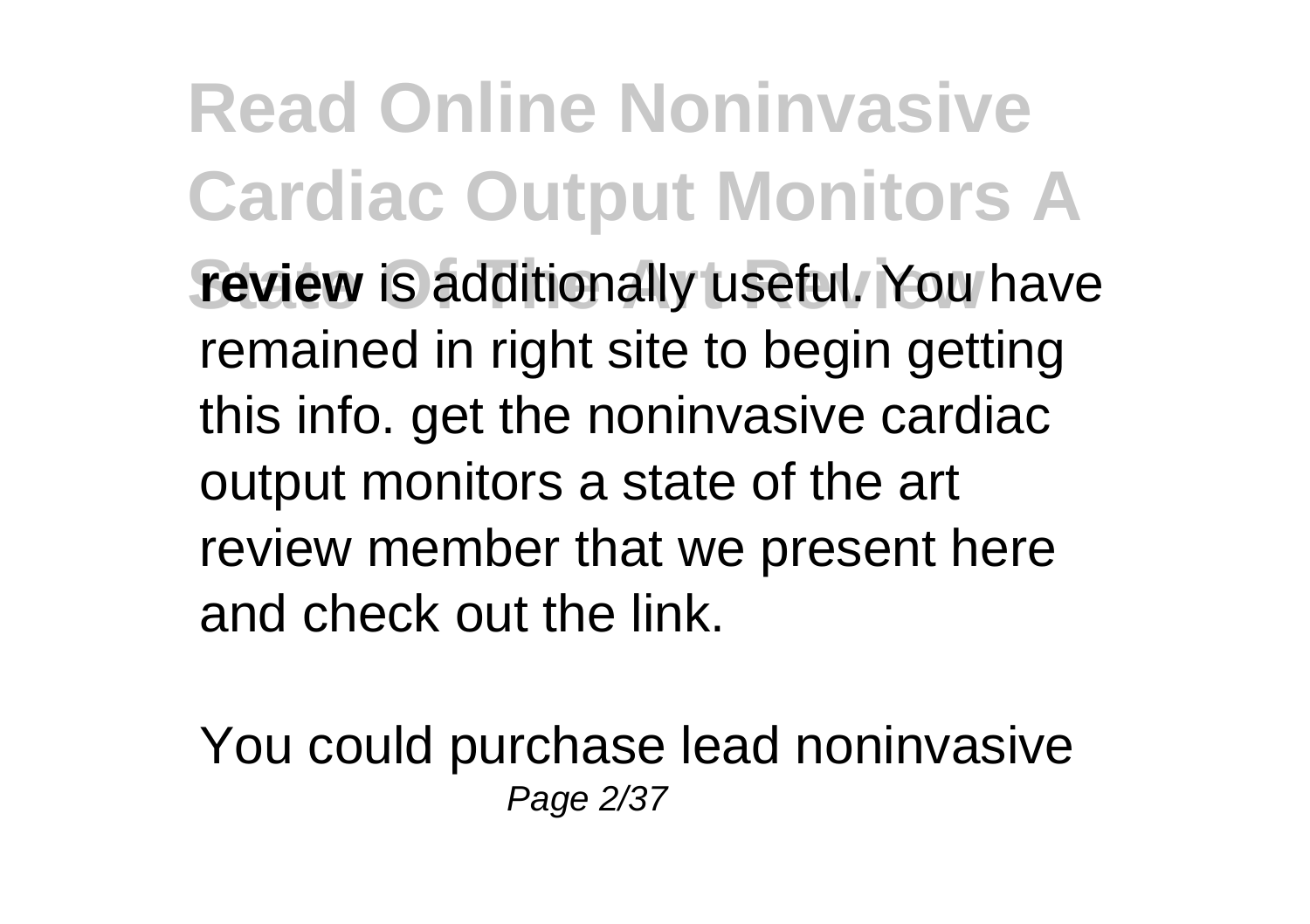**review** is additionally useful. You have remained in right site to begin getting this info. get the noninvasive cardiac output monitors a state of the art review member that we present here and check out the link.

You could purchase lead noninvasive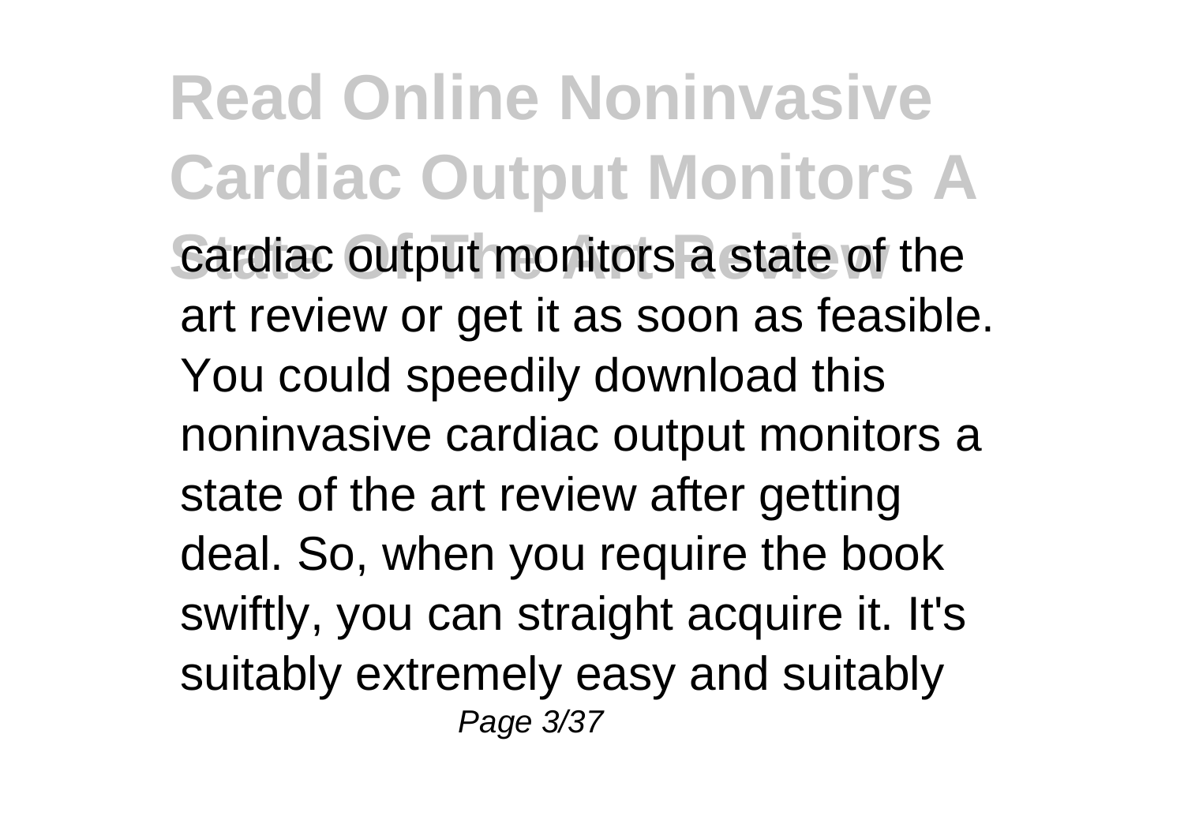cardiac output monitors a state of the art review or get it as soon as feasible. You could speedily download this noninvasive cardiac output monitors a state of the art review after getting deal. So, when you require the book swiftly, you can straight acquire it. It's suitably extremely easy and suitably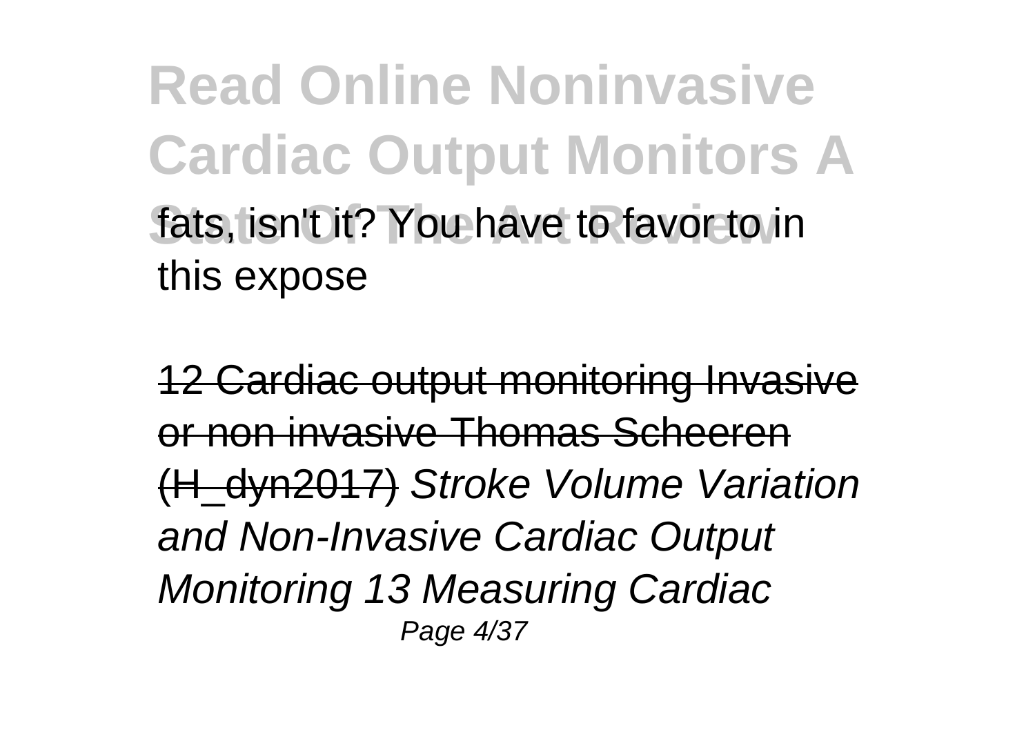fats, isn't it? You have to favor to in this expose

~~12 Cardiac output monitoring Invasive or non invasive Thomas Scheeren (H_dyn2017)~~ *Stroke Volume Variation and Non-Invasive Cardiac Output Monitoring 13 Measuring Cardiac*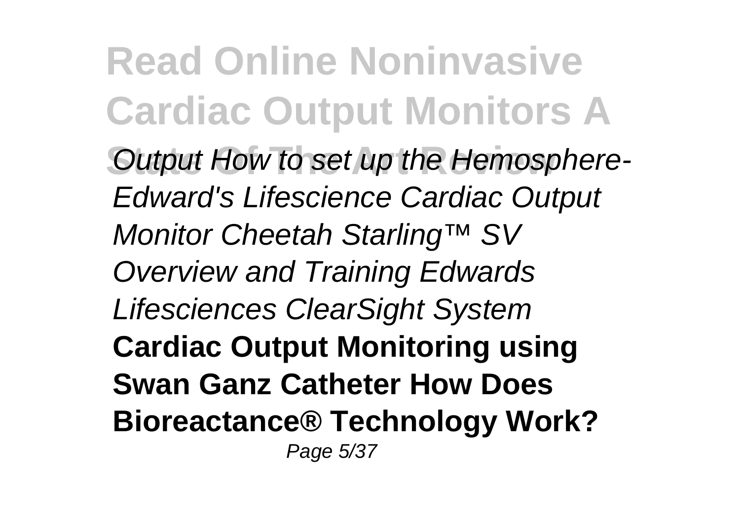**Read Online Noninvasive Cardiac Output Monitors A State Of The Art Review**

*Output How to set up the Hemosphere- Edward's Lifescience Cardiac Output Monitor Cheetah Starling™ SV Overview and Training Edwards Lifesciences ClearSight System* **Cardiac Output Monitoring using Swan Ganz Catheter How Does Bioreactance® Technology Work?**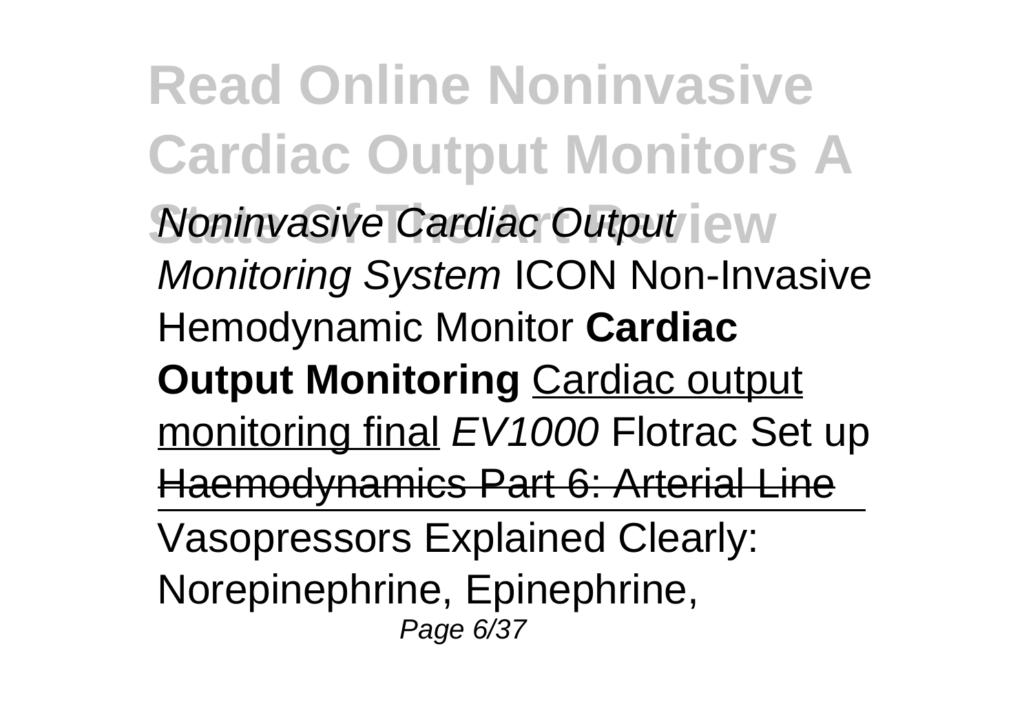*Noninvasive Cardiac Output Monitoring System* ICON Non-Invasive Hemodynamic Monitor **Cardiac Output Monitoring** Cardiac output monitoring final *EV1000* Flotrac Set up ~~Haemodynamics Part 6: Arterial Line~~

Vasopressors Explained Clearly: Norepinephrine, Epinephrine,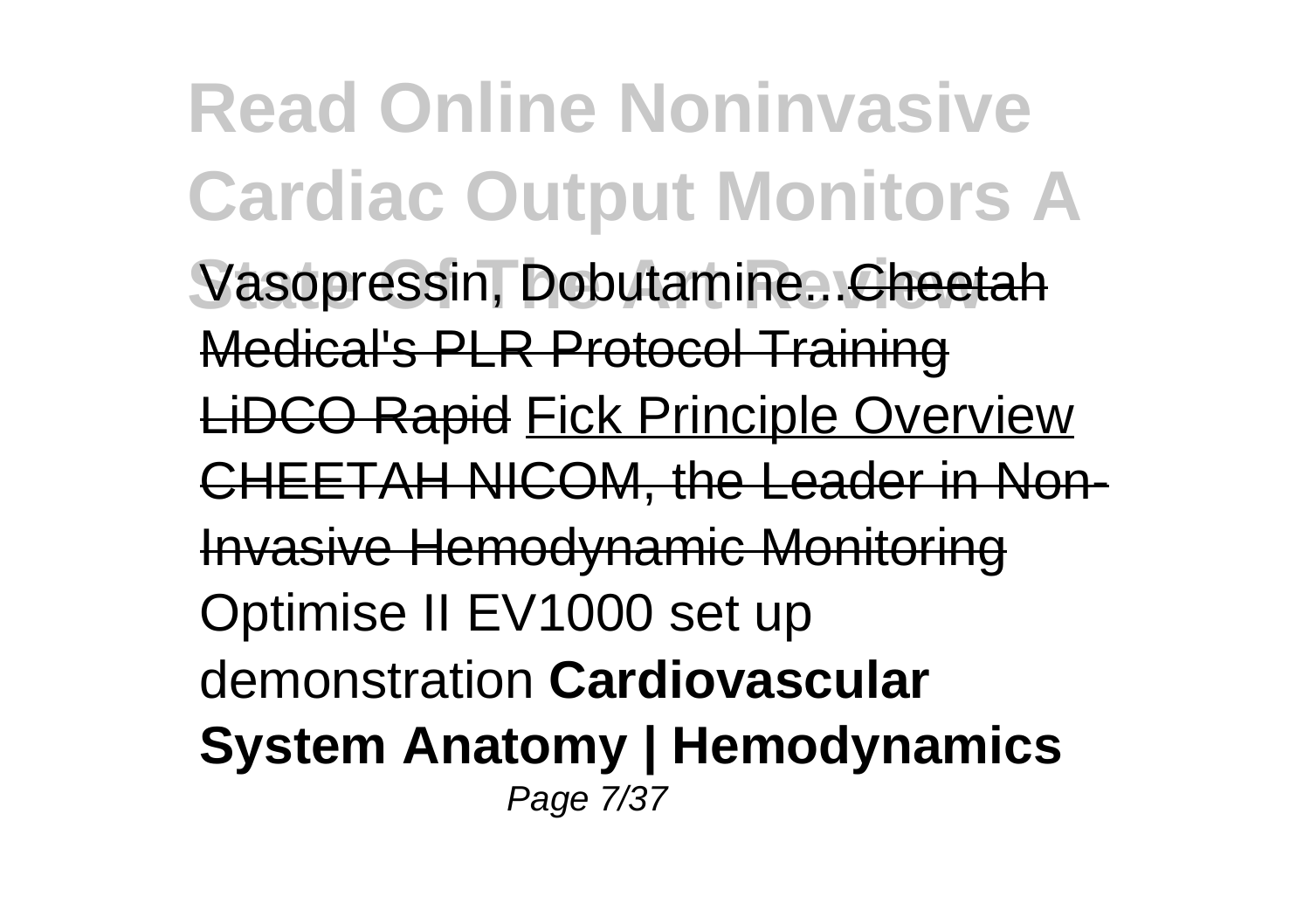Vasopressin, Dobutamine...Cheetah Medical's PLR Protocol Training LiDCO Rapid Fick Principle Overview CHEETAH NICOM, the Leader in Non-Invasive Hemodynamic Monitoring Optimise II EV1000 set up demonstration **Cardiovascular System Anatomy | Hemodynamics**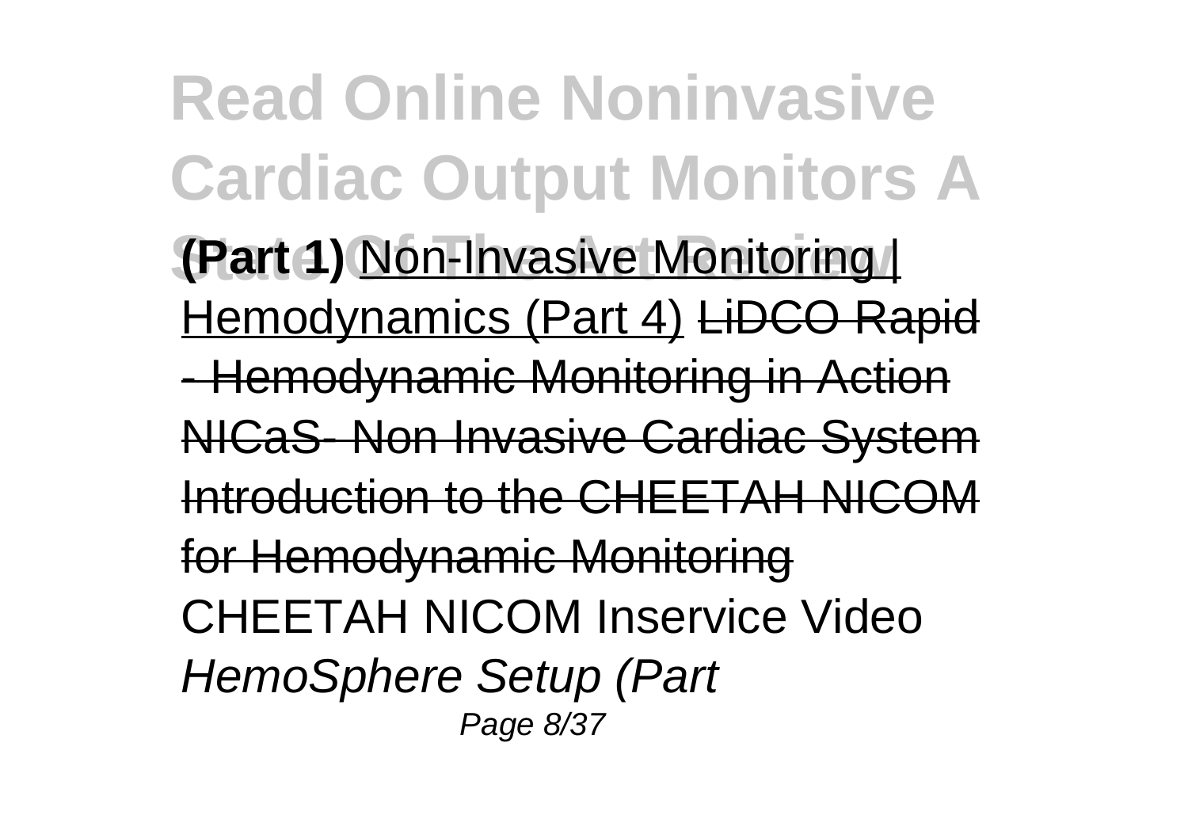**(Part 1)** Non-Invasive Monitoring | Hemodynamics (Part 4) ~~LiDCO Rapid - Hemodynamic Monitoring in Action~~ ~~NICaS- Non Invasive Cardiac System~~ ~~Introduction to the CHEETAH NICOM for Hemodynamic Monitoring~~ CHEETAH NICOM Inservice Video *HemoSphere Setup (Part*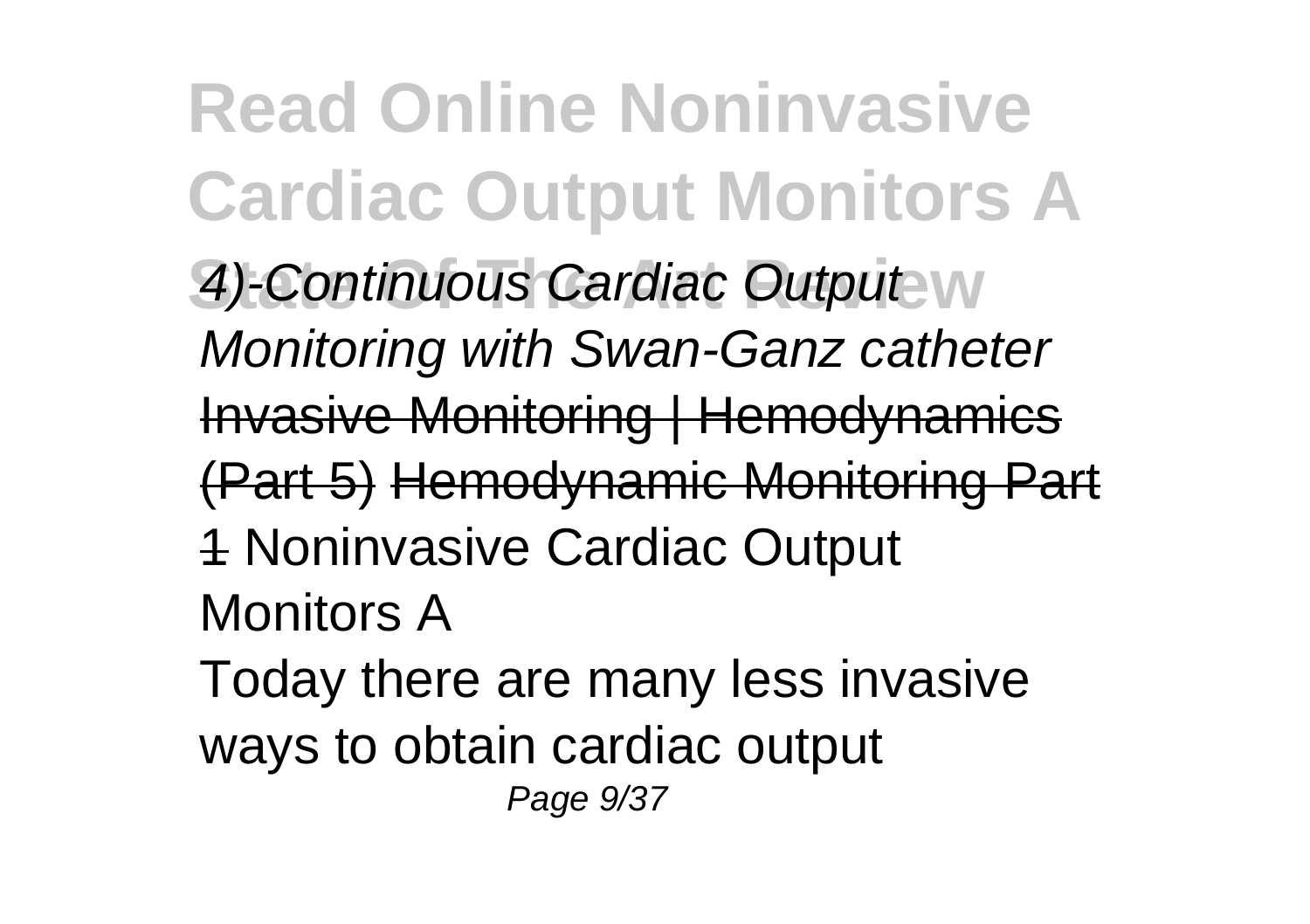4)-Continuous Cardiac Output Monitoring with Swan-Ganz catheter Invasive Monitoring | Hemodynamics (Part 5) Hemodynamic Monitoring Part 1 Noninvasive Cardiac Output Monitors A

Today there are many less invasive ways to obtain cardiac output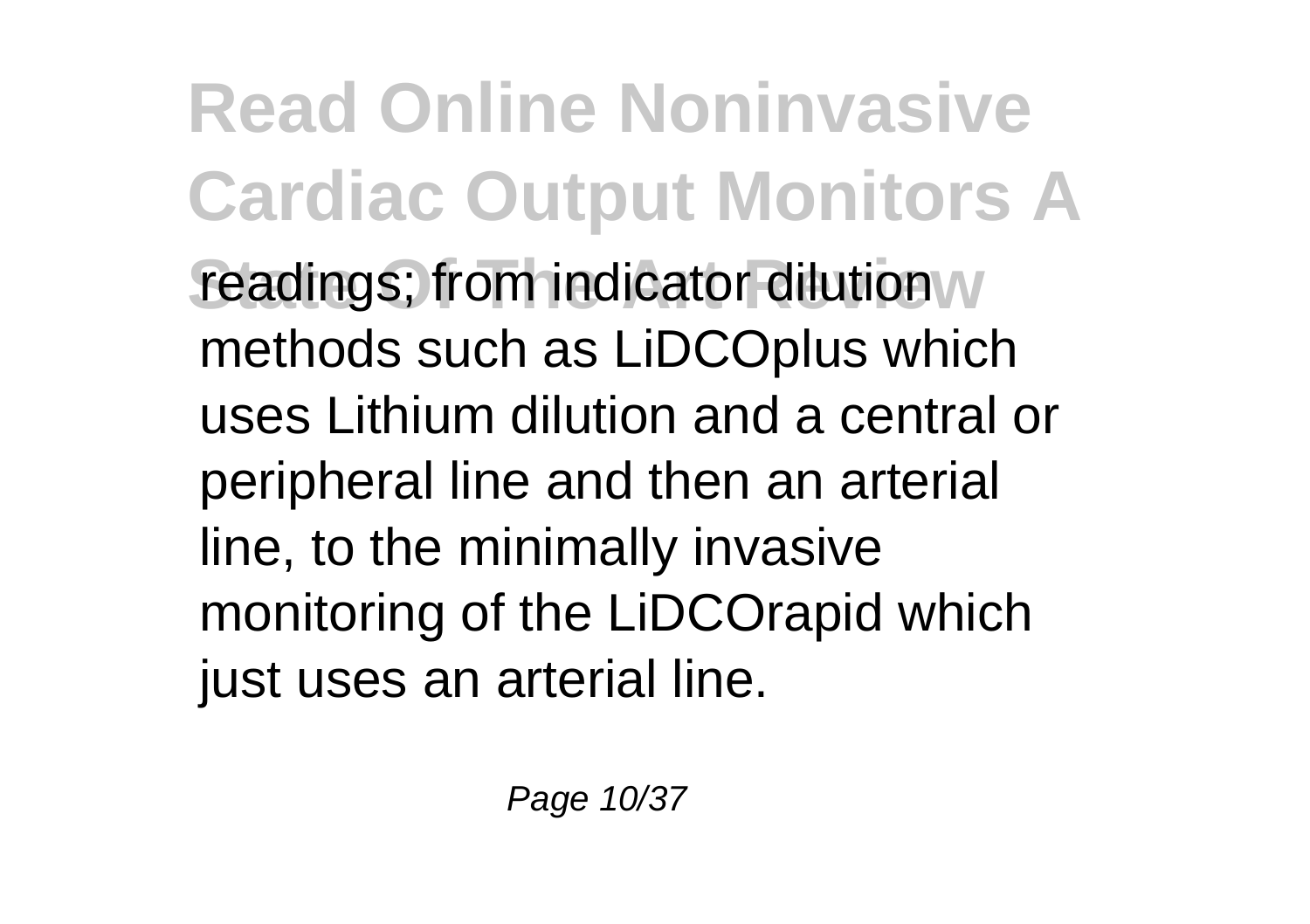readings; from indicator dilution methods such as LiDCOplus which uses Lithium dilution and a central or peripheral line and then an arterial line, to the minimally invasive monitoring of the LiDCOrapid which just uses an arterial line.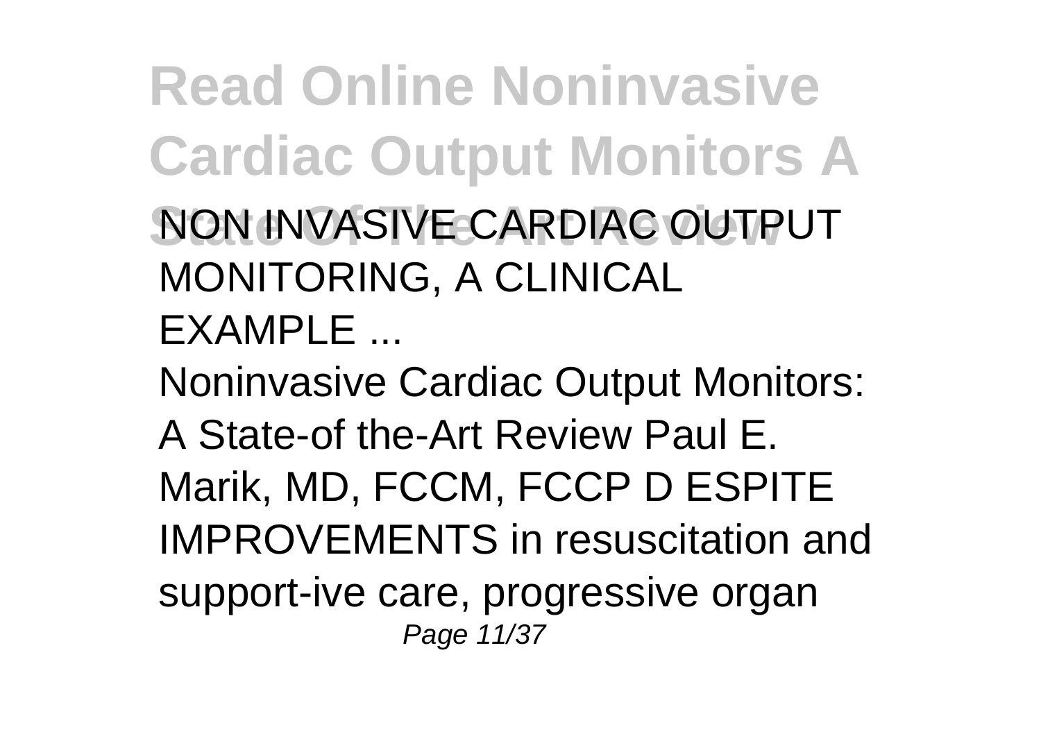NON INVASIVE CARDIAC OUTPUT MONITORING, A CLINICAL EXAMPLE ...

Noninvasive Cardiac Output Monitors: A State-of the-Art Review Paul E. Marik, MD, FCCM, FCCP D ESPITE IMPROVEMENTS in resuscitation and support-ive care, progressive organ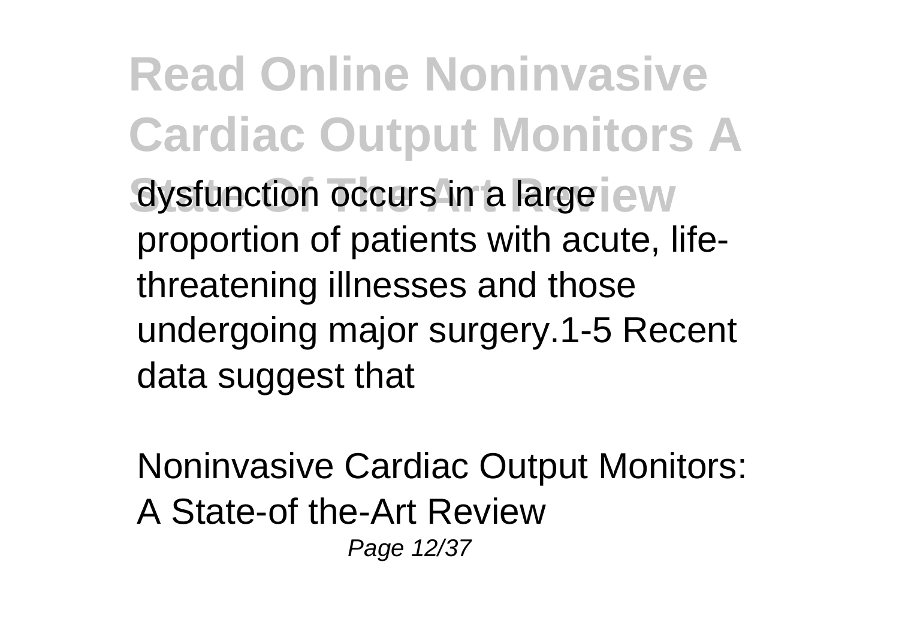dysfunction occurs in a large proportion of patients with acute, life-threatening illnesses and those undergoing major surgery.1-5 Recent data suggest that

Noninvasive Cardiac Output Monitors: A State-of-the-Art Review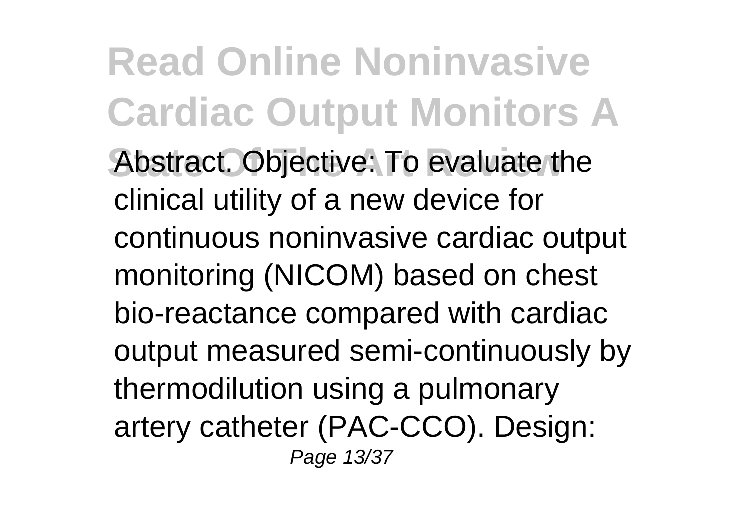Abstract. Objective: To evaluate the clinical utility of a new device for continuous noninvasive cardiac output monitoring (NICOM) based on chest bio-reactance compared with cardiac output measured semi-continuously by thermodilution using a pulmonary artery catheter (PAC-CCO). Design: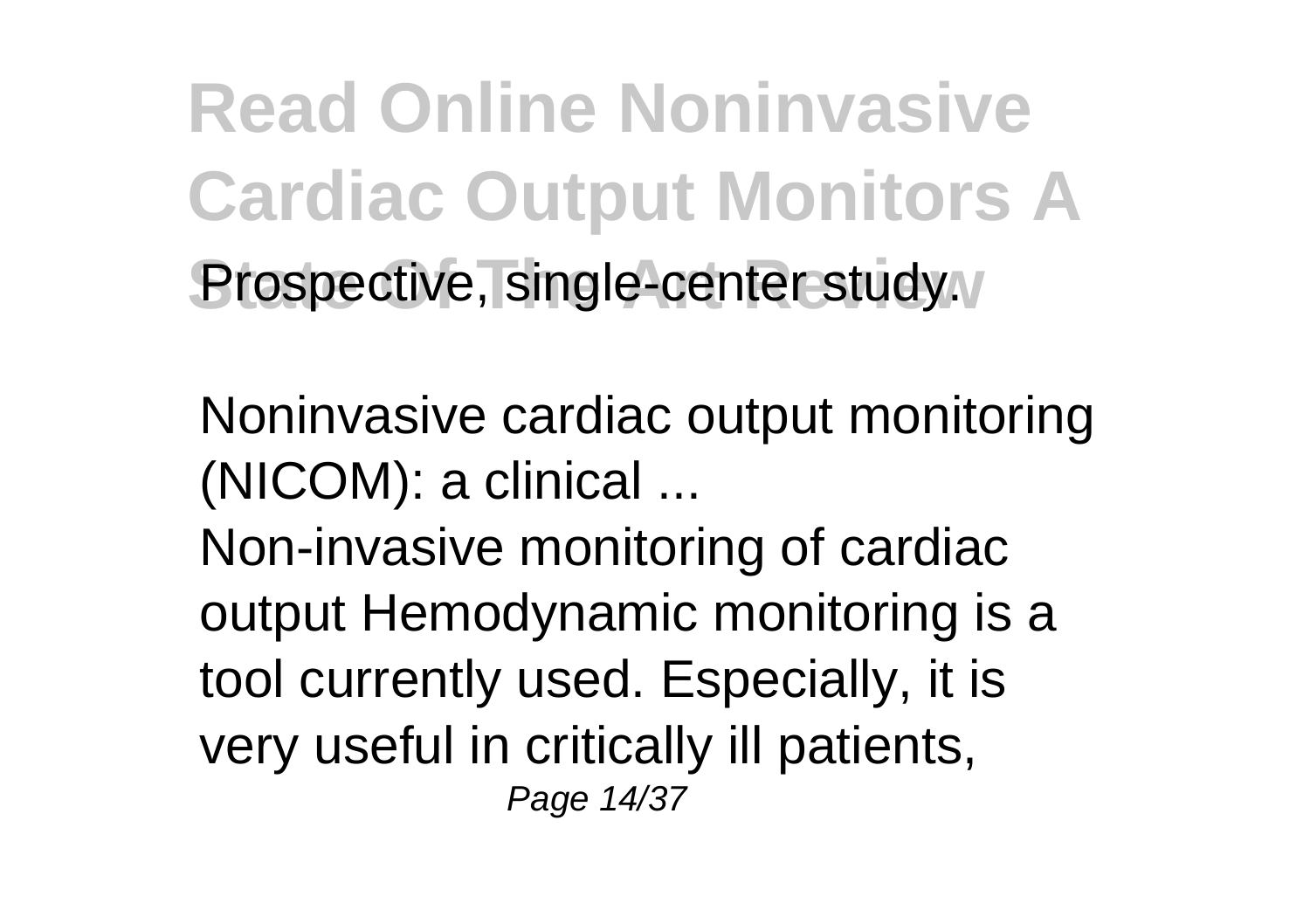Prospective, single-center study.

Noninvasive cardiac output monitoring (NICOM): a clinical ...

Non-invasive monitoring of cardiac output Hemodynamic monitoring is a tool currently used. Especially, it is very useful in critically ill patients,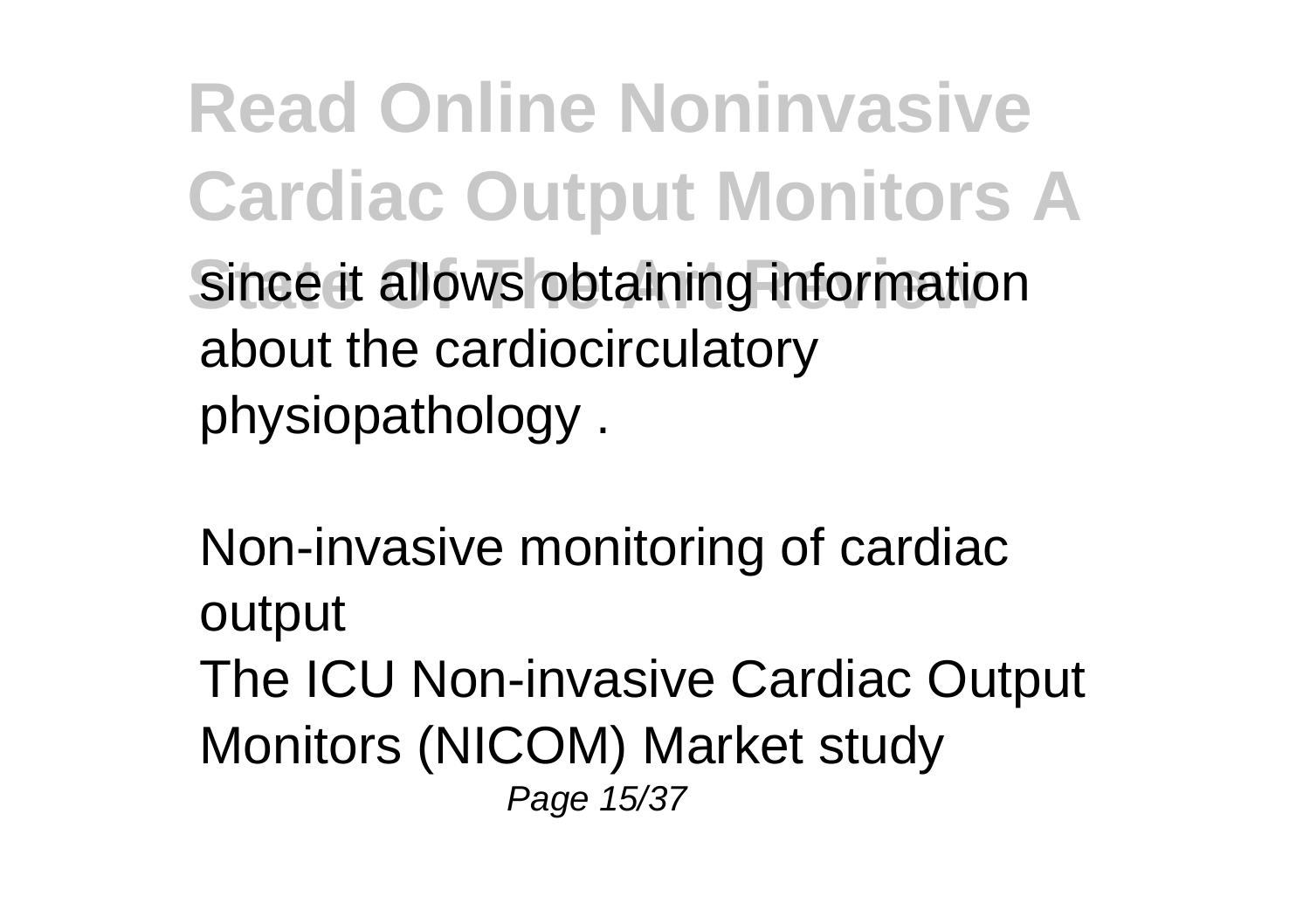since it allows obtaining information about the cardiocirculatory physiopathology .

Non-invasive monitoring of cardiac output

The ICU Non-invasive Cardiac Output Monitors (NICOM) Market study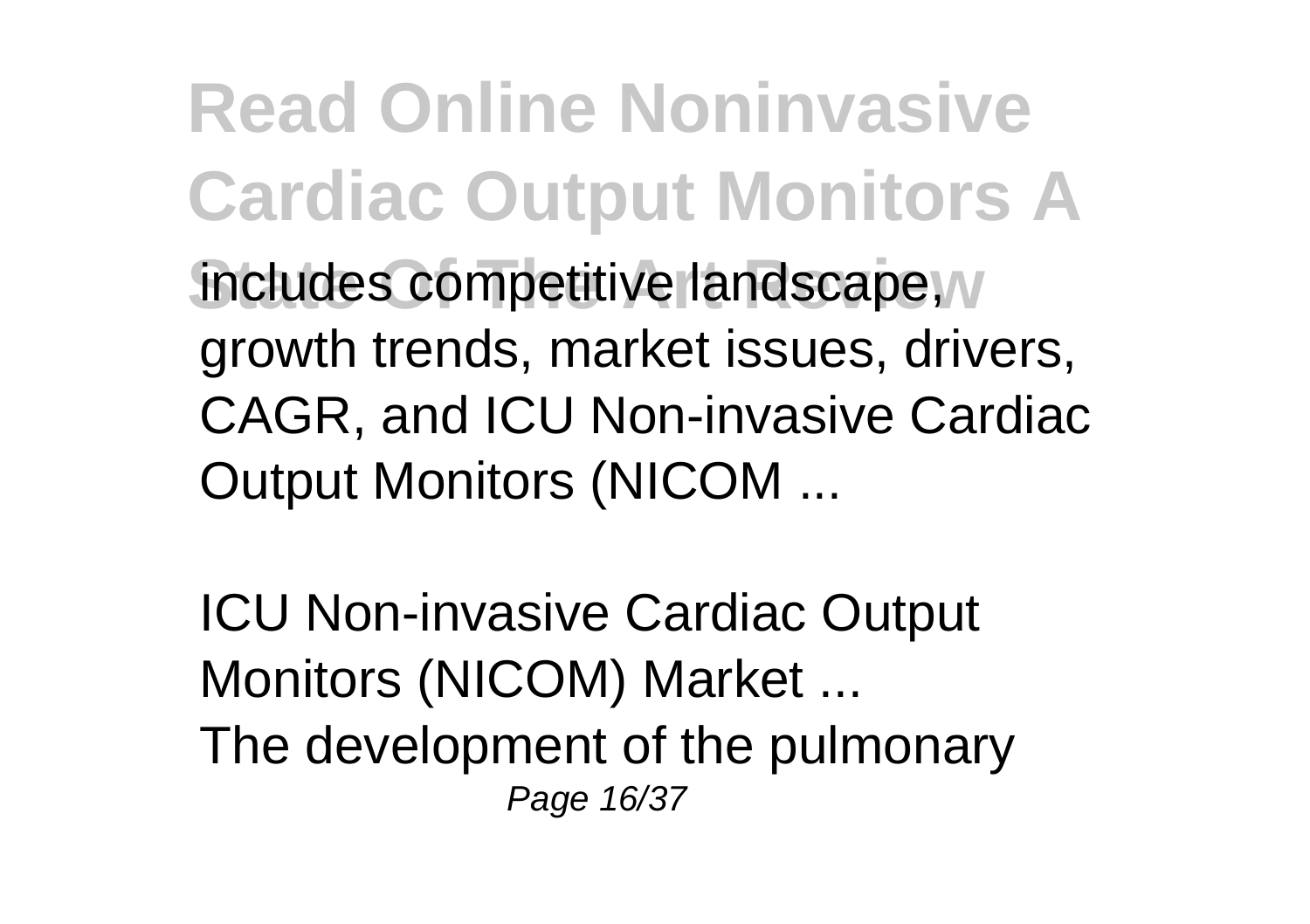includes competitive landscape, growth trends, market issues, drivers, CAGR, and ICU Non-invasive Cardiac Output Monitors (NICOM ...

ICU Non-invasive Cardiac Output Monitors (NICOM) Market ...

The development of the pulmonary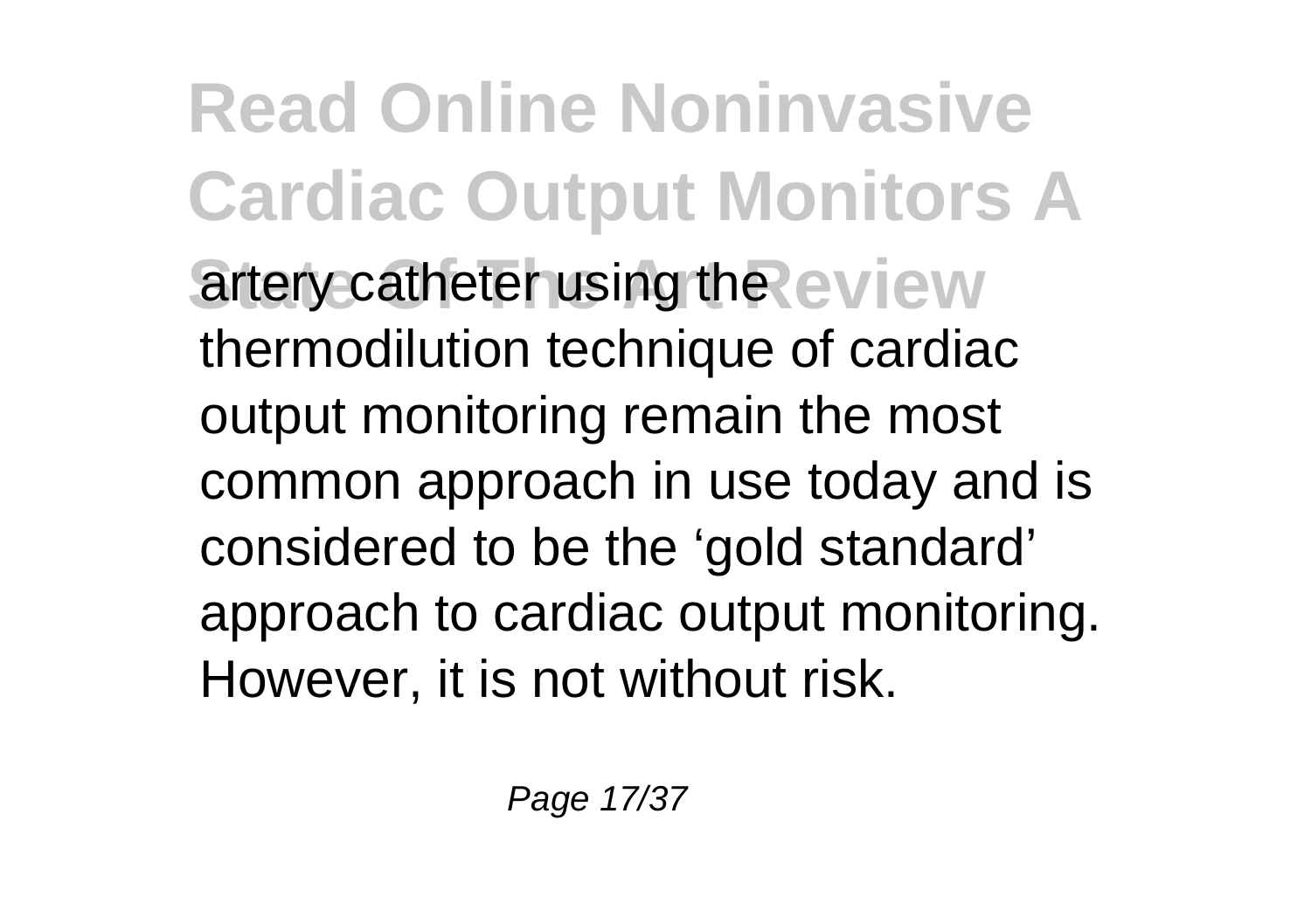artery catheter using the thermodilution technique of cardiac output monitoring remain the most common approach in use today and is considered to be the ‘gold standard’ approach to cardiac output monitoring. However, it is not without risk.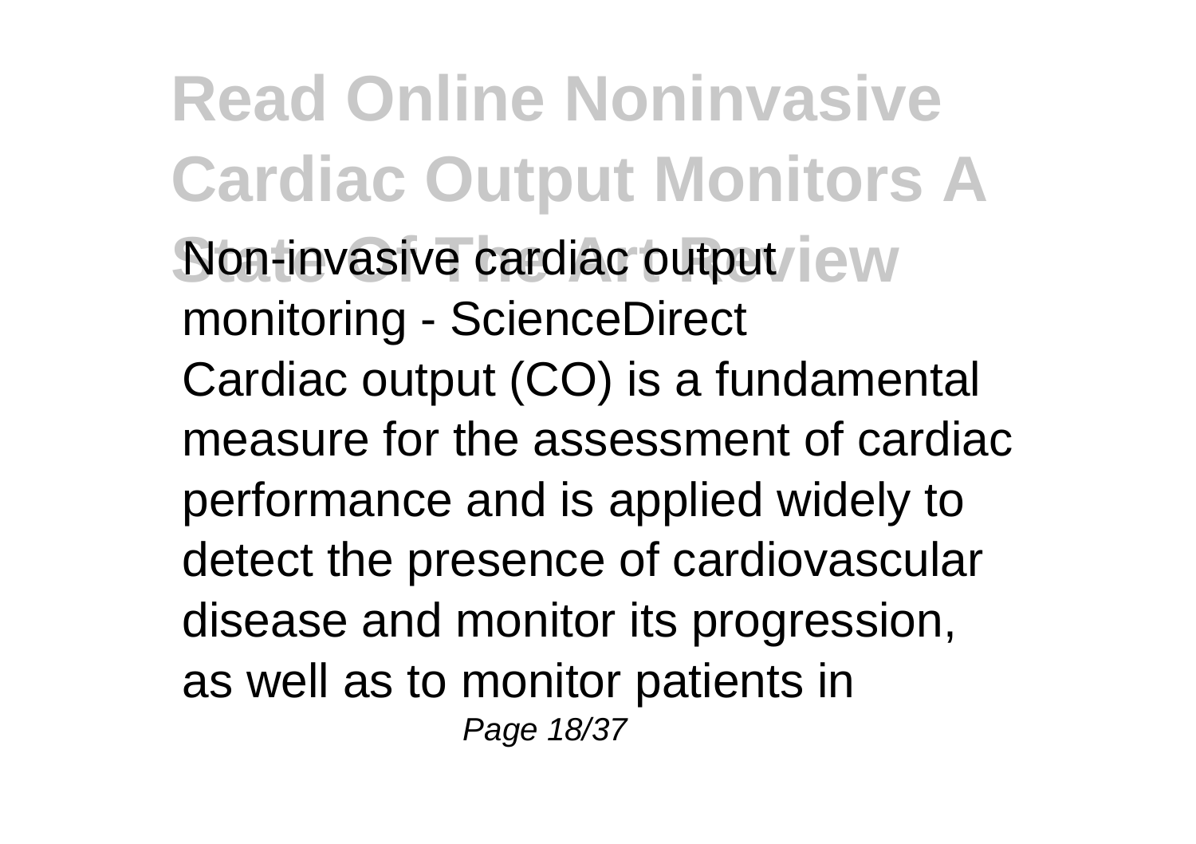Non-invasive cardiac output monitoring - ScienceDirect

Cardiac output (CO) is a fundamental measure for the assessment of cardiac performance and is applied widely to detect the presence of cardiovascular disease and monitor its progression, as well as to monitor patients in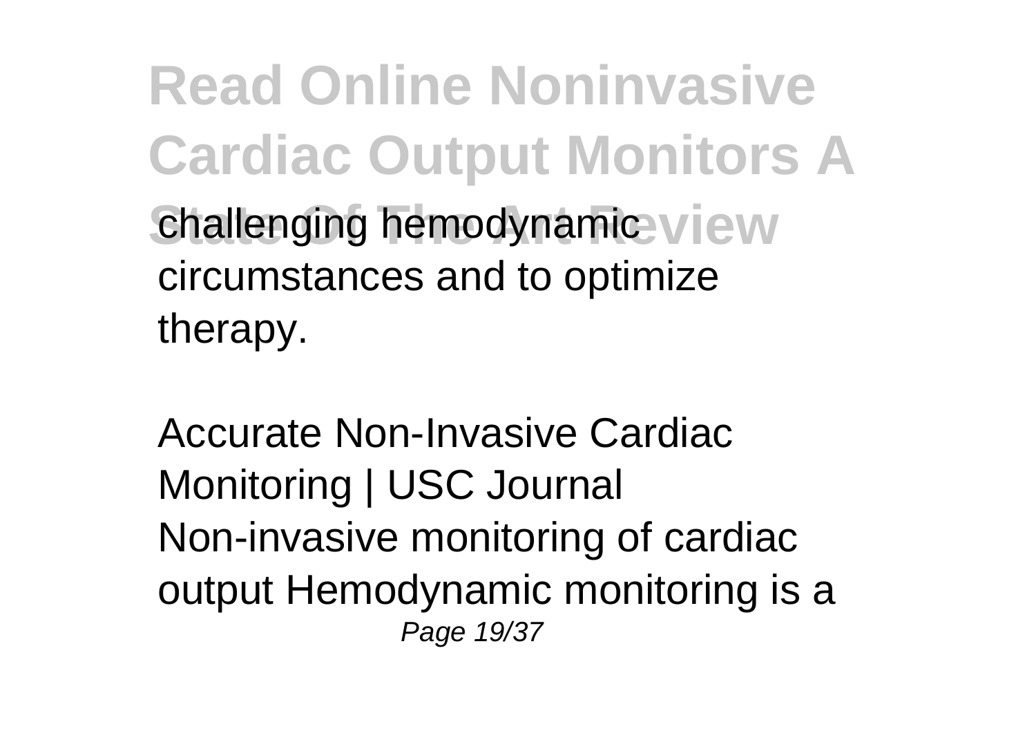challenging hemodynamic circumstances and to optimize therapy.

Accurate Non-Invasive Cardiac Monitoring | USC Journal
Non-invasive monitoring of cardiac output Hemodynamic monitoring is a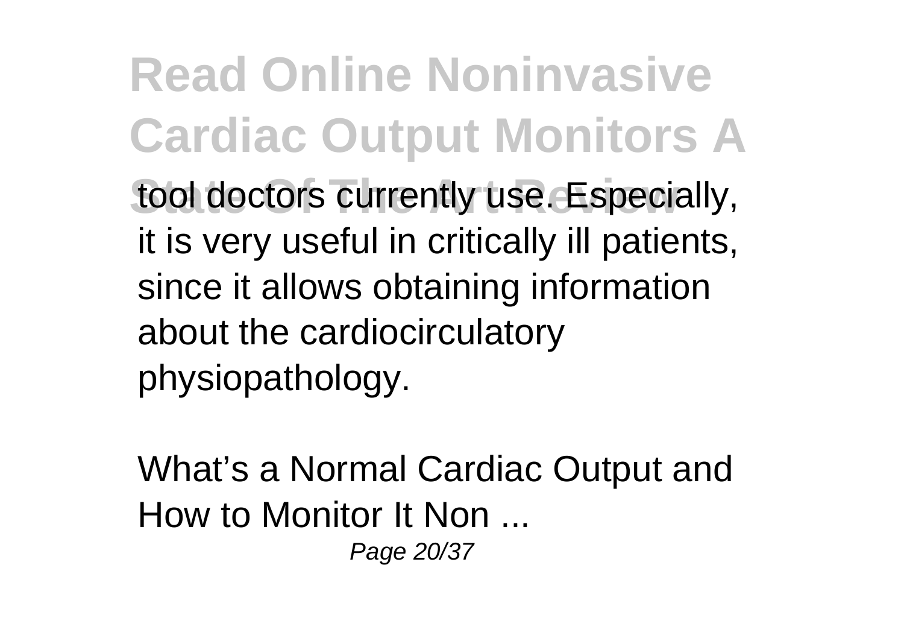tool doctors currently use. Especially, it is very useful in critically ill patients, since it allows obtaining information about the cardiocirculatory physiopathology.

What’s a Normal Cardiac Output and How to Monitor It Non ...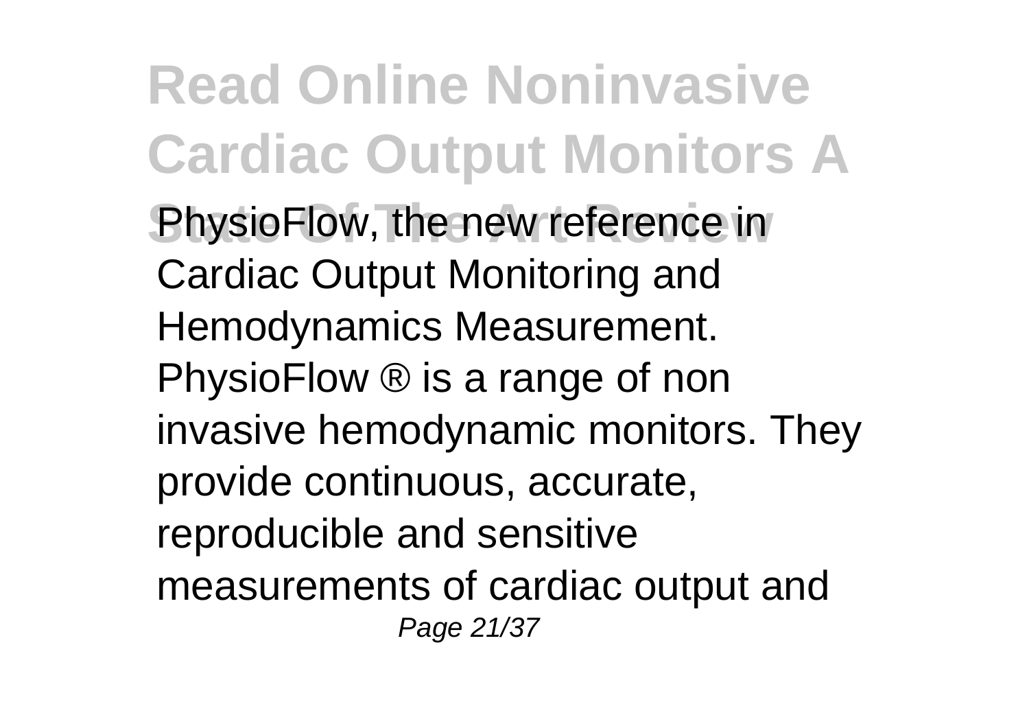PhysioFlow, the new reference in Cardiac Output Monitoring and Hemodynamics Measurement. PhysioFlow ® is a range of non invasive hemodynamic monitors. They provide continuous, accurate, reproducible and sensitive measurements of cardiac output and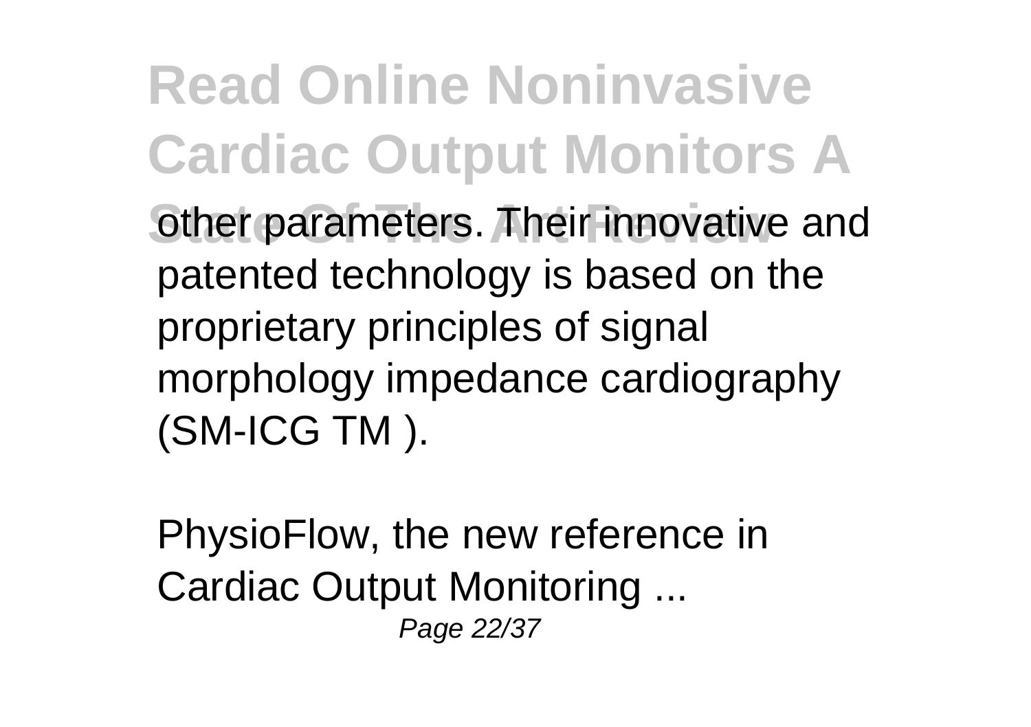other parameters. Their innovative and patented technology is based on the proprietary principles of signal morphology impedance cardiography (SM-ICG TM ).

PhysioFlow, the new reference in Cardiac Output Monitoring ...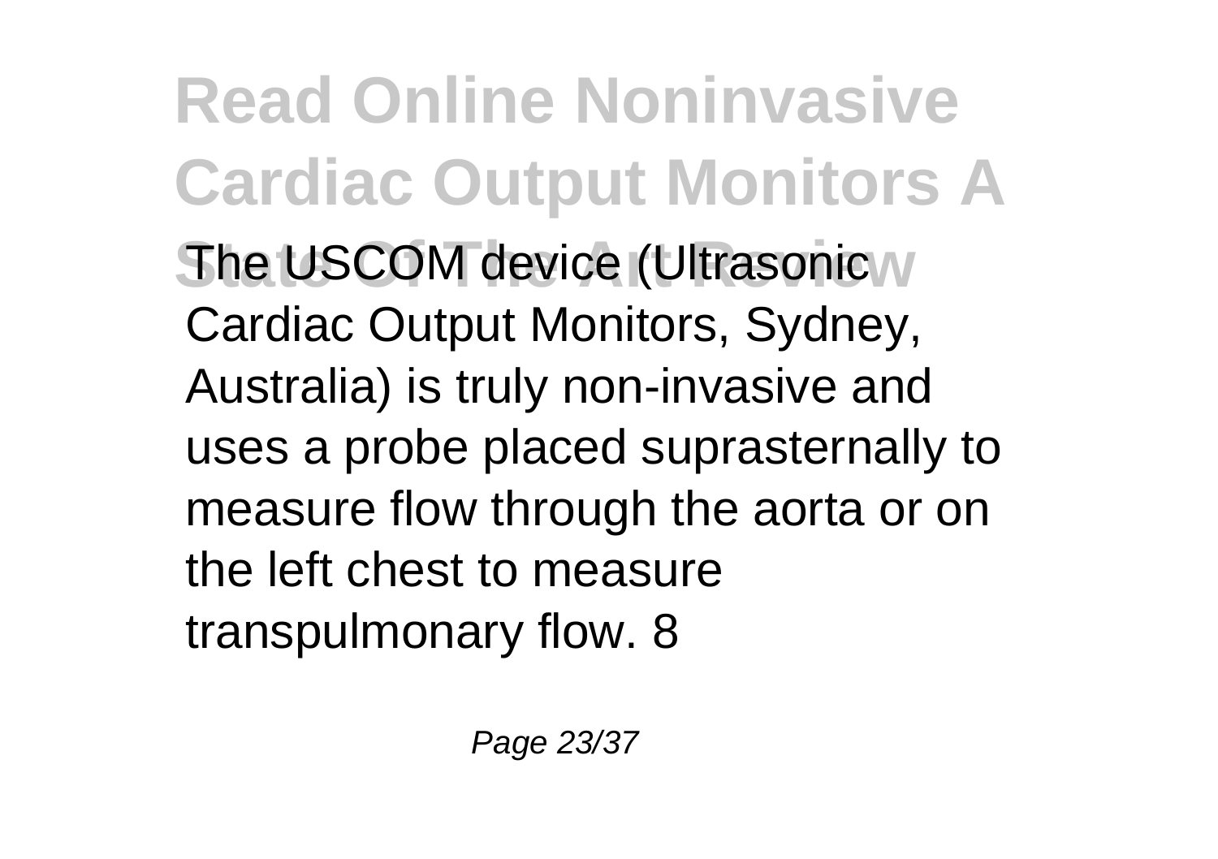The USCOM device (Ultrasonic Cardiac Output Monitors, Sydney, Australia) is truly non-invasive and uses a probe placed suprasternally to measure flow through the aorta or on the left chest to measure transpulmonary flow. 8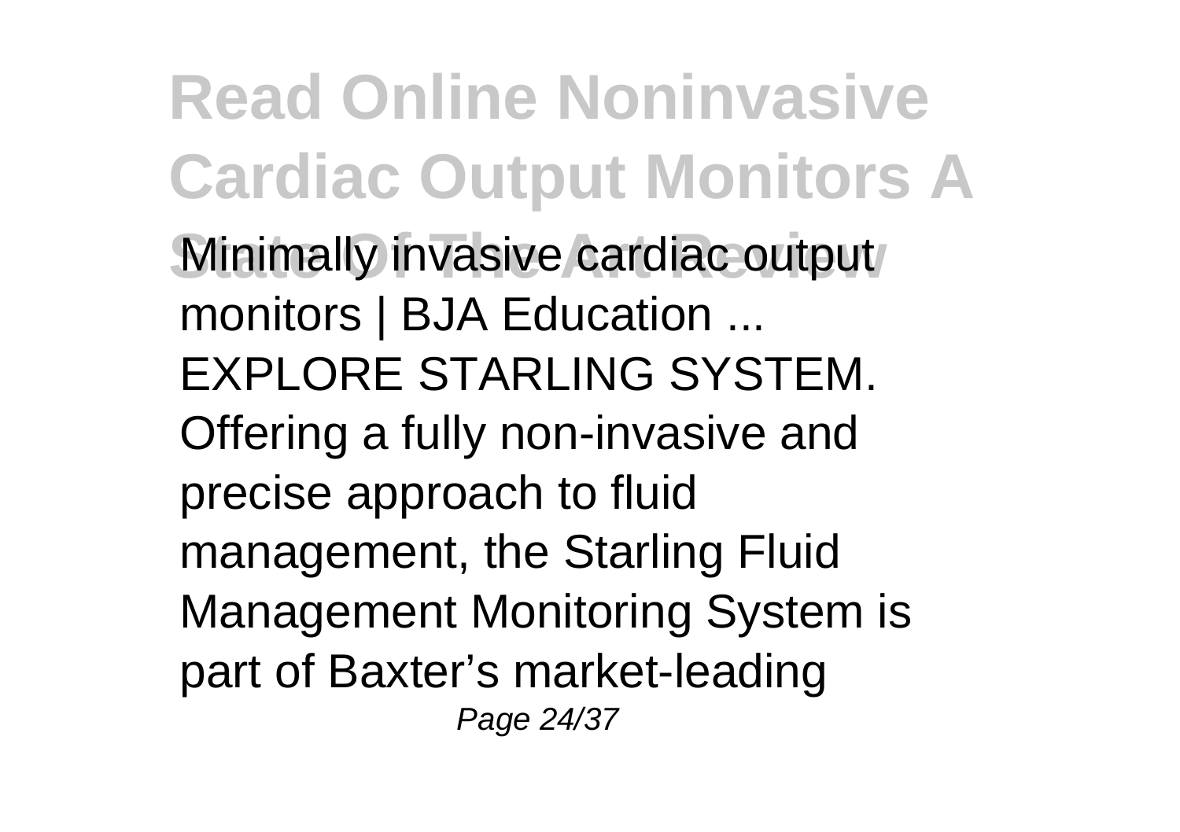Minimally invasive cardiac output monitors | BJA Education ...
EXPLORE STARLING SYSTEM. Offering a fully non-invasive and precise approach to fluid management, the Starling Fluid Management Monitoring System is part of Baxter's market-leading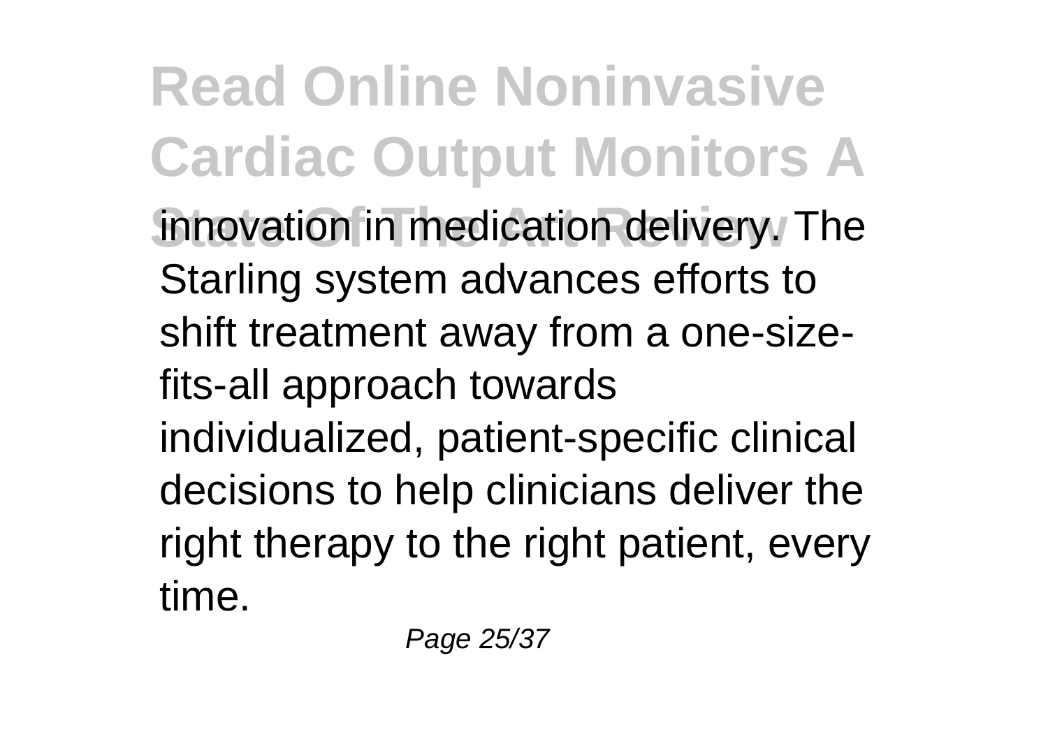innovation in medication delivery. The Starling system advances efforts to shift treatment away from a one-size-fits-all approach towards individualized, patient-specific clinical decisions to help clinicians deliver the right therapy to the right patient, every time.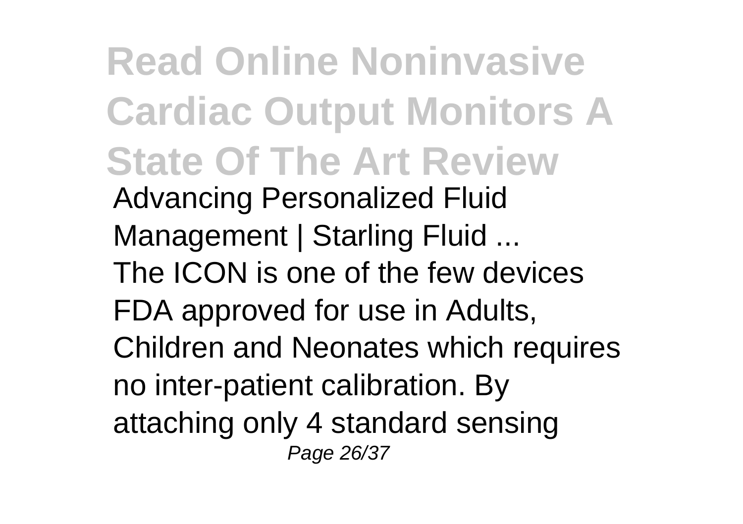Advancing Personalized Fluid Management | Starling Fluid ...

The ICON is one of the few devices FDA approved for use in Adults, Children and Neonates which requires no inter-patient calibration. By attaching only 4 standard sensing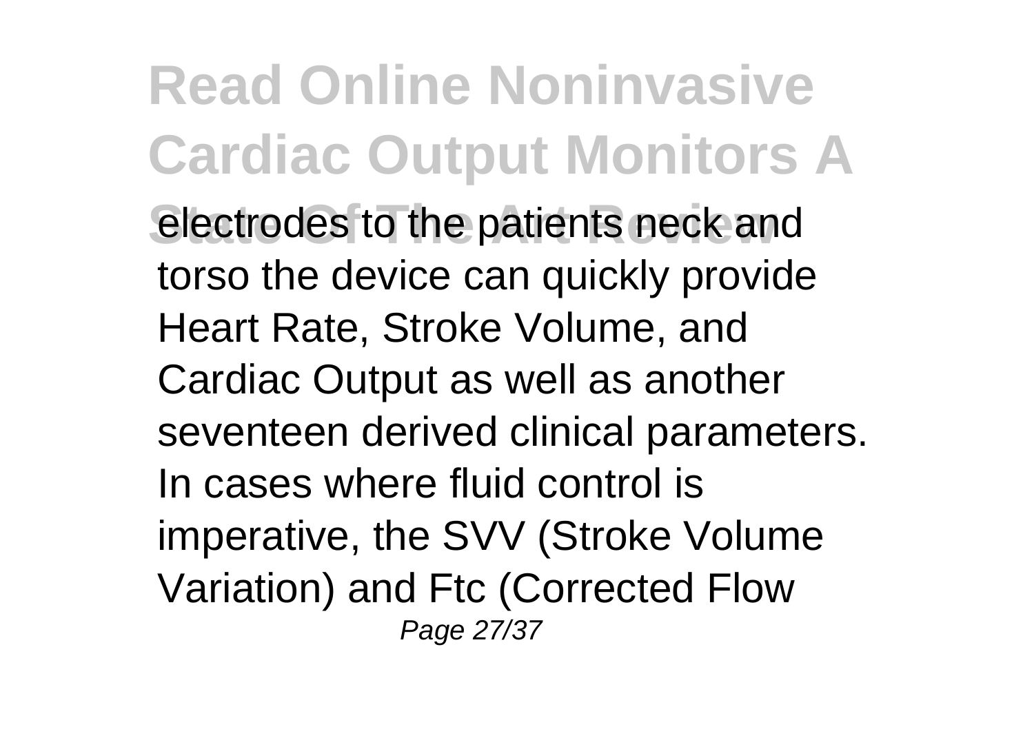electrodes to the patients neck and torso the device can quickly provide Heart Rate, Stroke Volume, and Cardiac Output as well as another seventeen derived clinical parameters. In cases where fluid control is imperative, the SVV (Stroke Volume Variation) and Ftc (Corrected Flow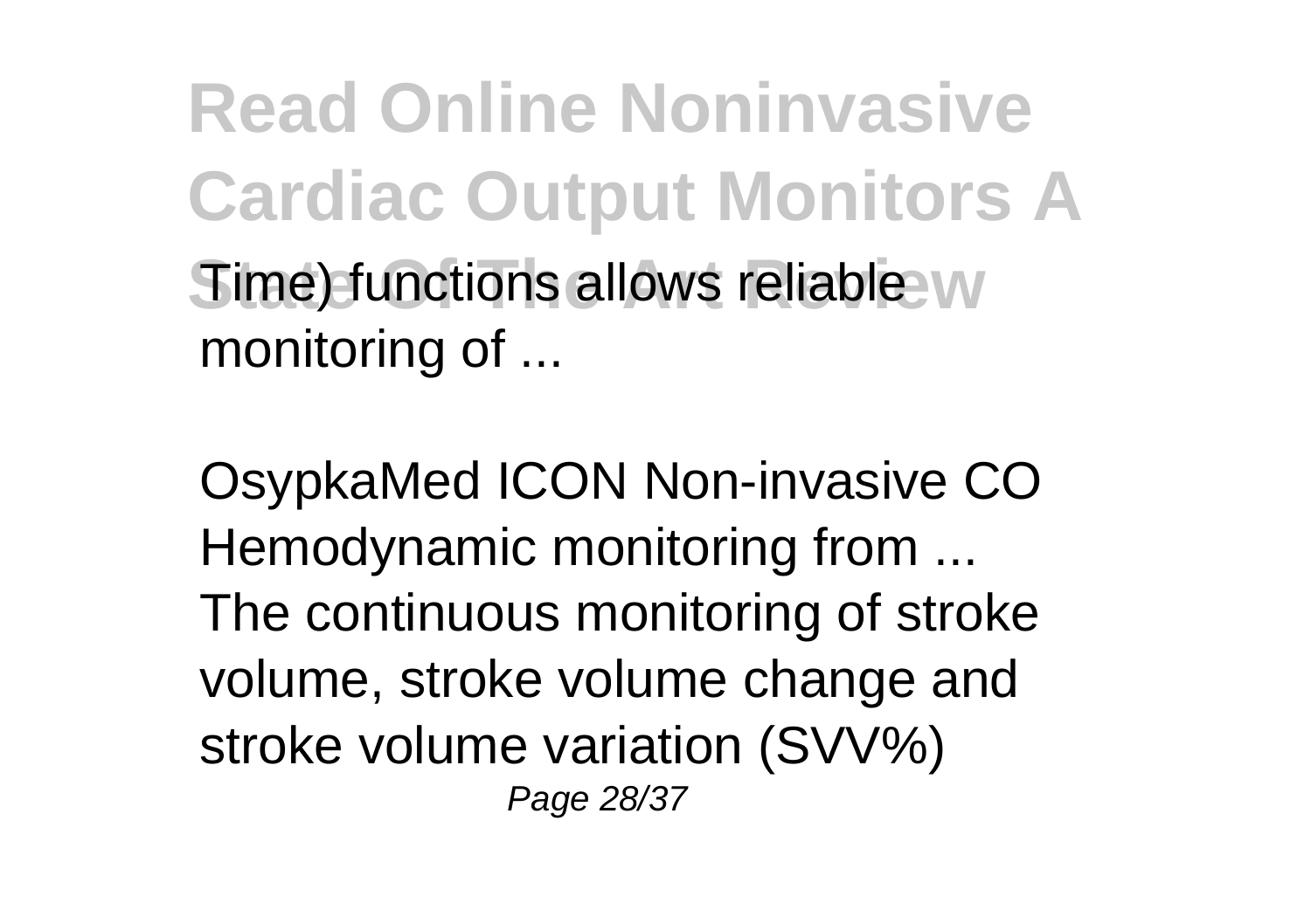Time) functions allows reliable monitoring of ...

OsypkaMed ICON Non-invasive CO Hemodynamic monitoring from ...
The continuous monitoring of stroke volume, stroke volume change and stroke volume variation (SVV%)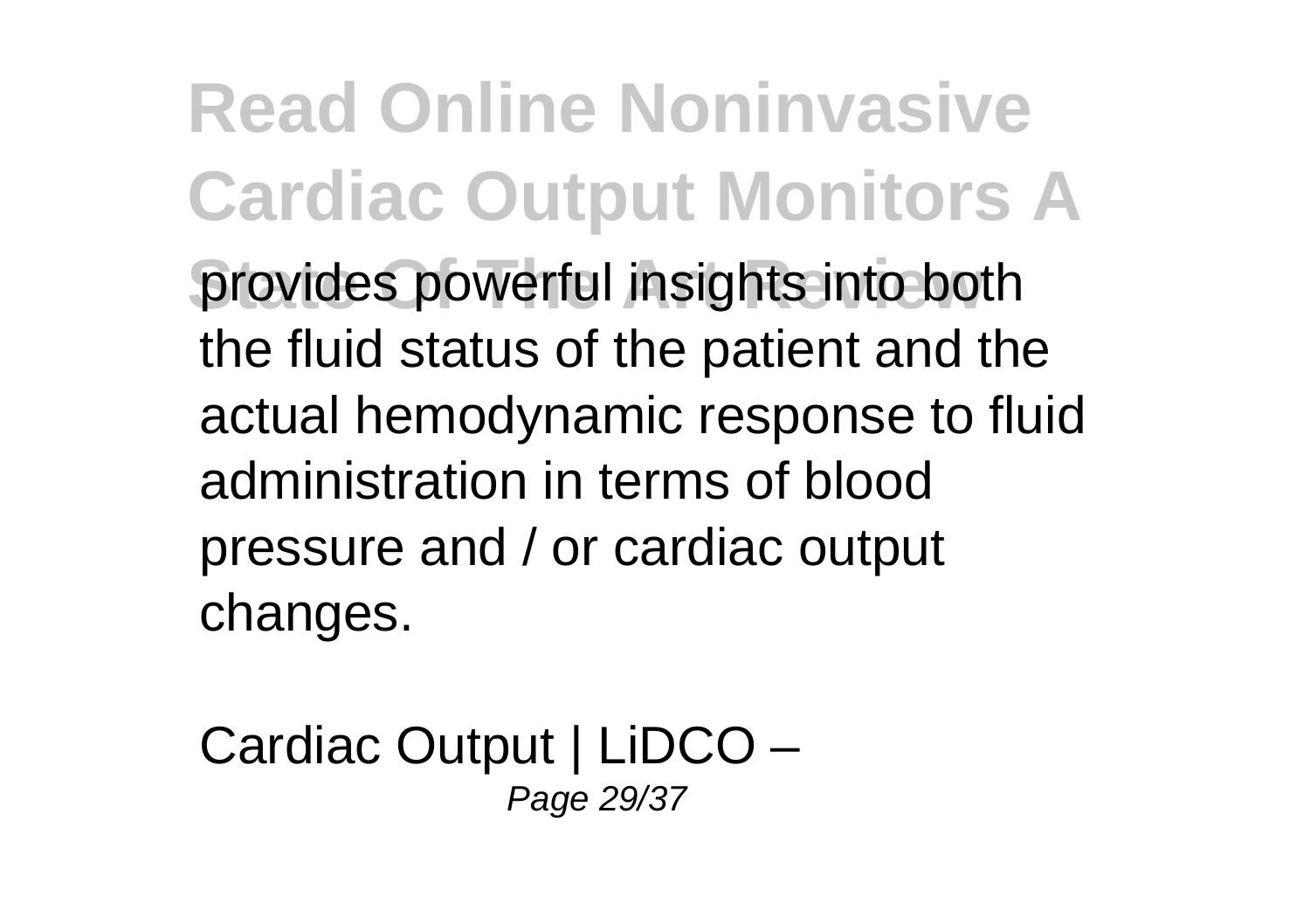provides powerful insights into both the fluid status of the patient and the actual hemodynamic response to fluid administration in terms of blood pressure and / or cardiac output changes.

Cardiac Output | LiDCO –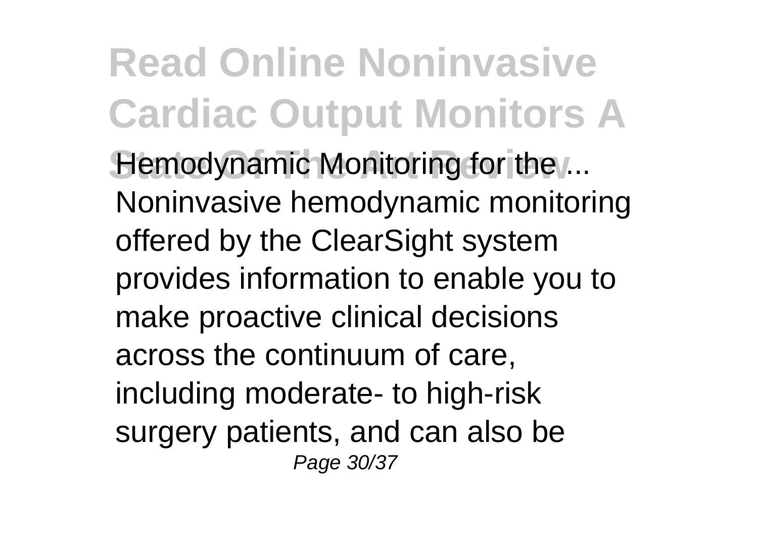Hemodynamic Monitoring for the ... Noninvasive hemodynamic monitoring offered by the ClearSight system provides information to enable you to make proactive clinical decisions across the continuum of care, including moderate- to high-risk surgery patients, and can also be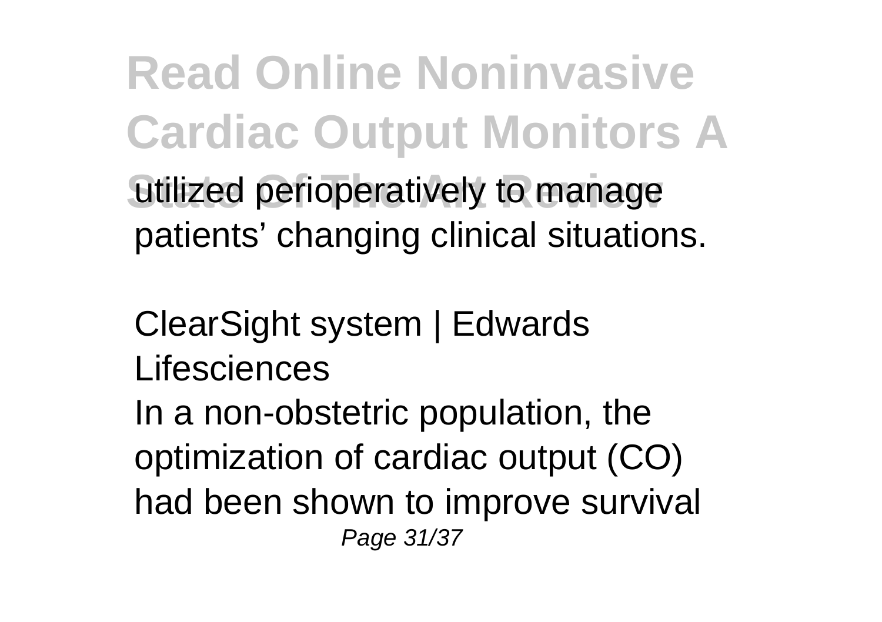utilized perioperatively to manage patients' changing clinical situations.

ClearSight system | Edwards Lifesciences

In a non-obstetric population, the optimization of cardiac output (CO) had been shown to improve survival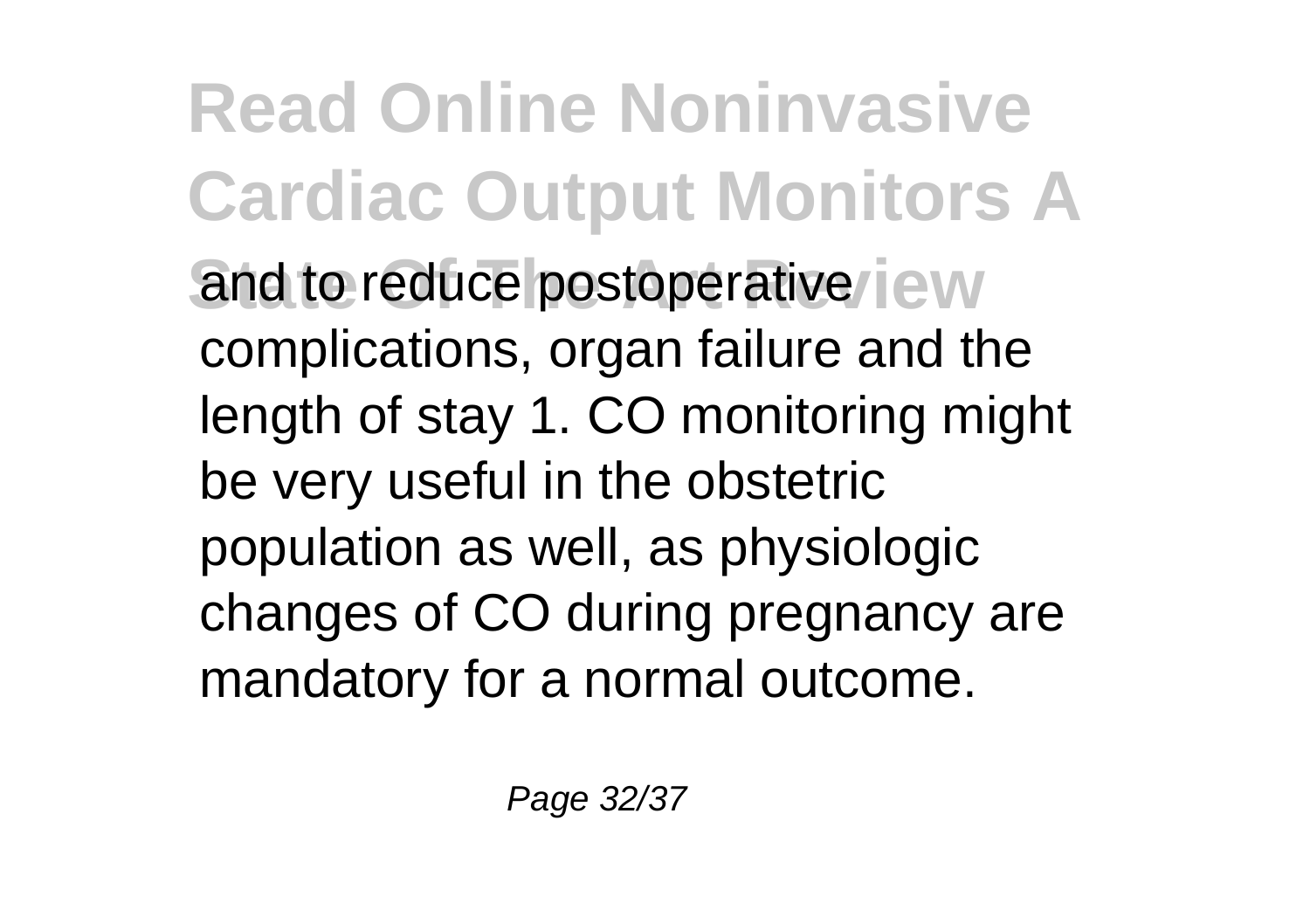and to reduce postoperative complications, organ failure and the length of stay 1. CO monitoring might be very useful in the obstetric population as well, as physiologic changes of CO during pregnancy are mandatory for a normal outcome.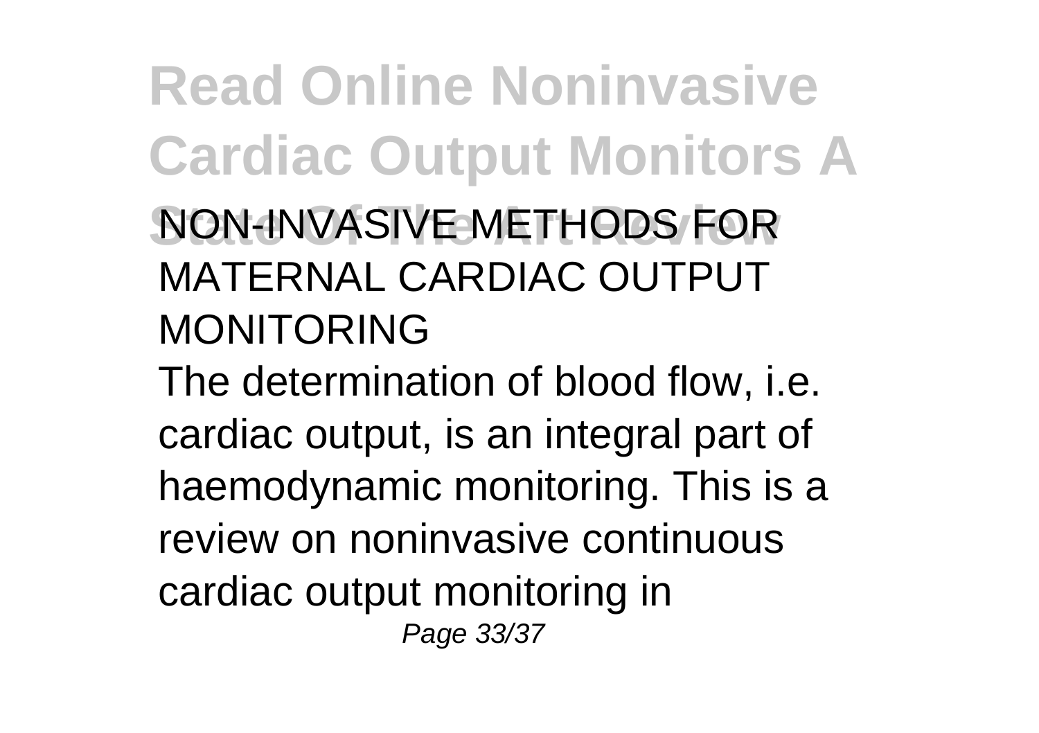NON-INVASIVE METHODS FOR MATERNAL CARDIAC OUTPUT MONITORING

The determination of blood flow, i.e. cardiac output, is an integral part of haemodynamic monitoring. This is a review on noninvasive continuous cardiac output monitoring in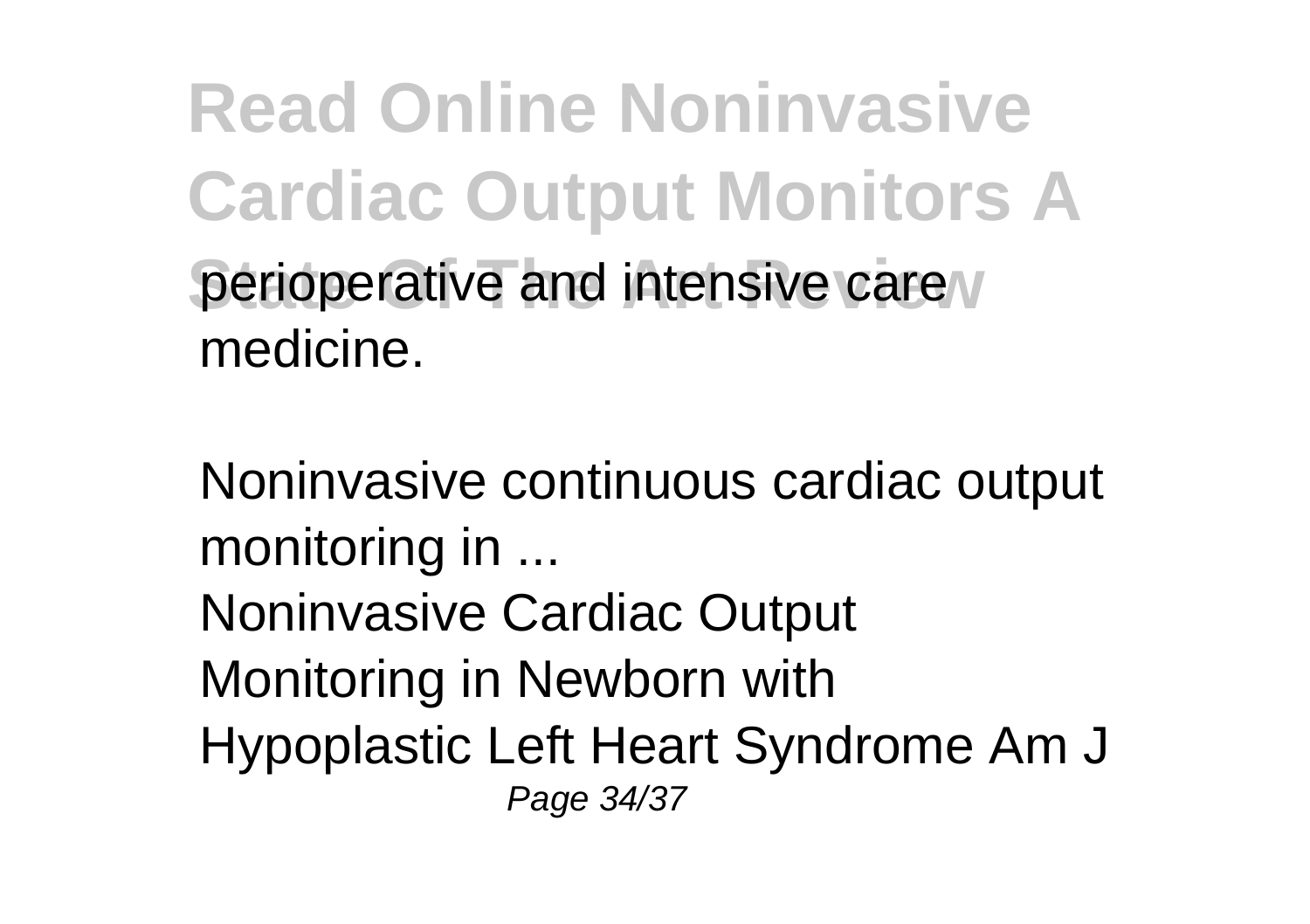perioperative and intensive care medicine.

Noninvasive continuous cardiac output monitoring in ...

Noninvasive Cardiac Output Monitoring in Newborn with Hypoplastic Left Heart Syndrome Am J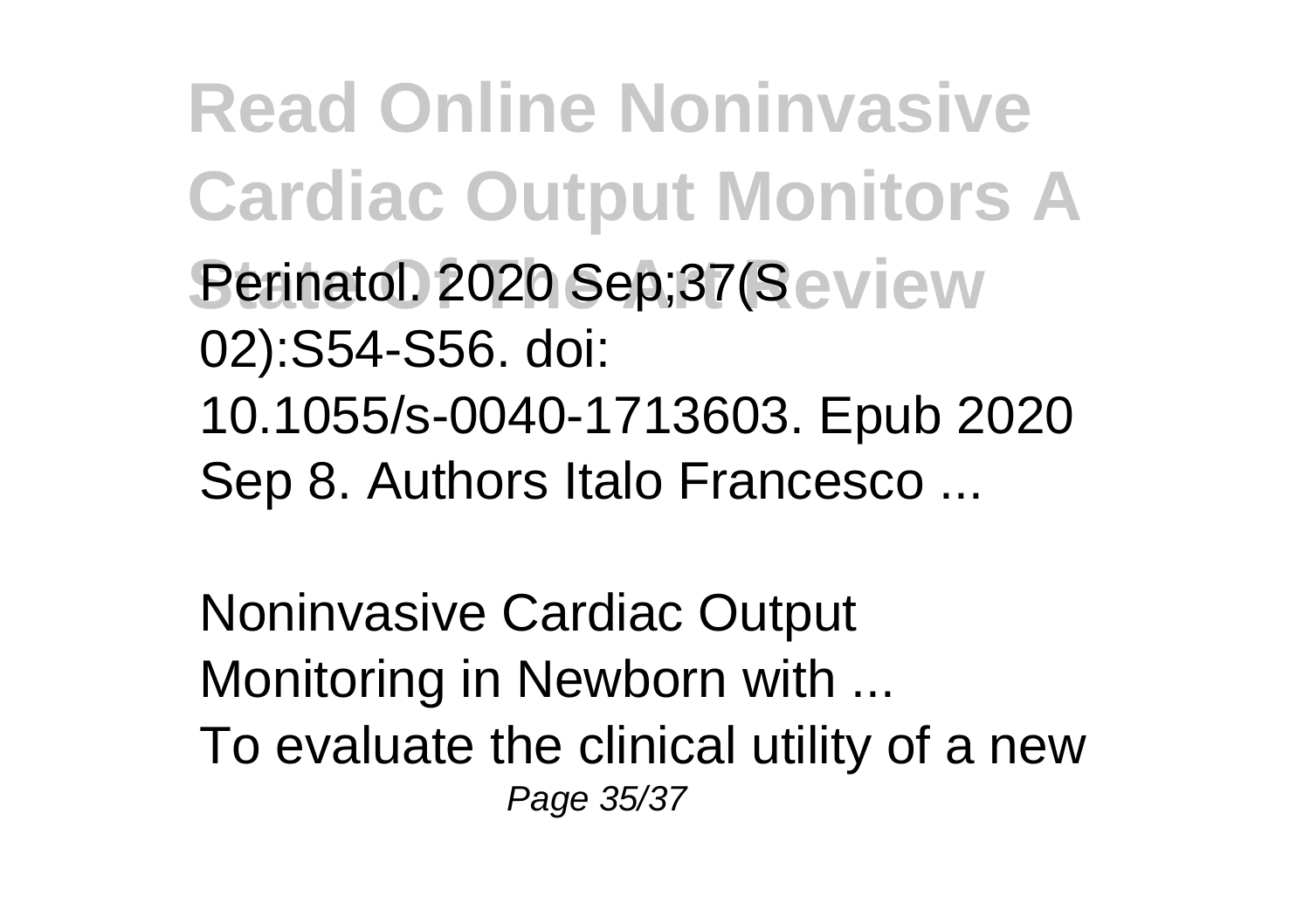Perinatol. 2020 Sep;37(S 02):S54-S56. doi: 10.1055/s-0040-1713603. Epub 2020 Sep 8. Authors Italo Francesco ...

Noninvasive Cardiac Output Monitoring in Newborn with ...

To evaluate the clinical utility of a new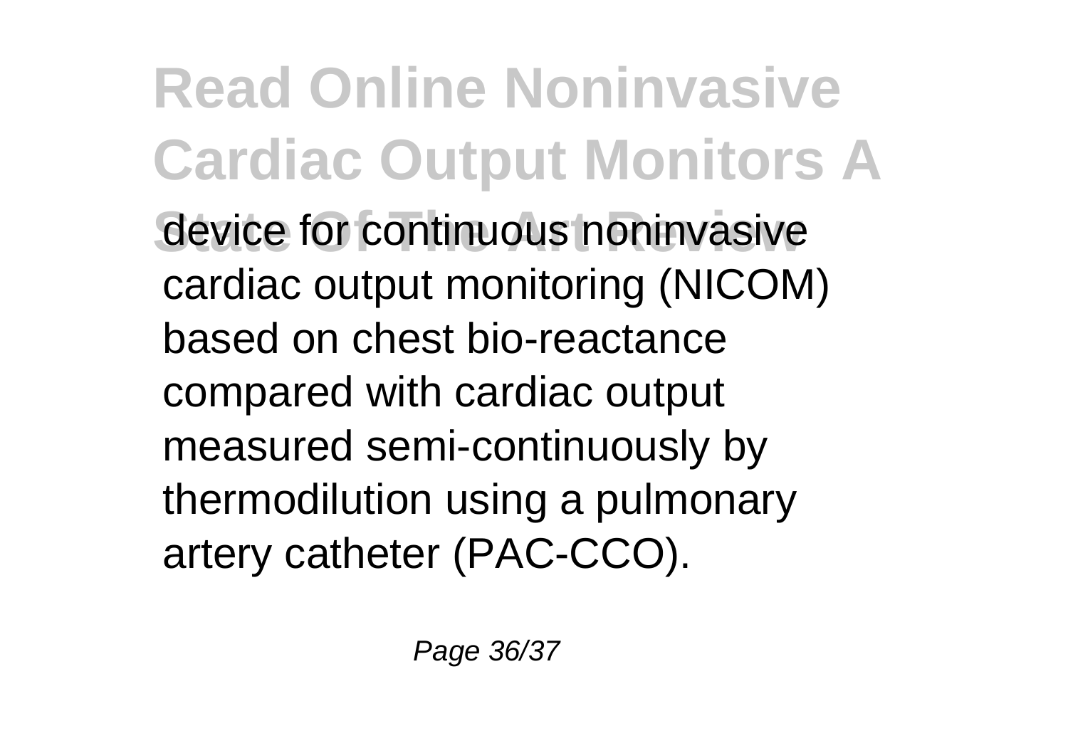device for continuous noninvasive cardiac output monitoring (NICOM) based on chest bio-reactance compared with cardiac output measured semi-continuously by thermodilution using a pulmonary artery catheter (PAC-CCO).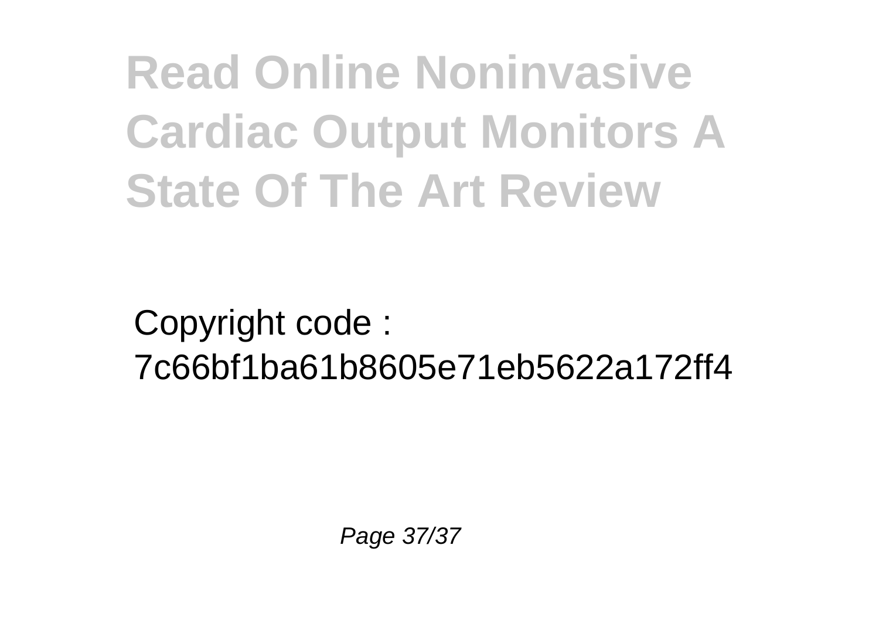# Read Online Noninvasive Cardiac Output Monitors A State Of The Art Review

Copyright code : 7c66bf1ba61b8605e71eb5622a172ff4